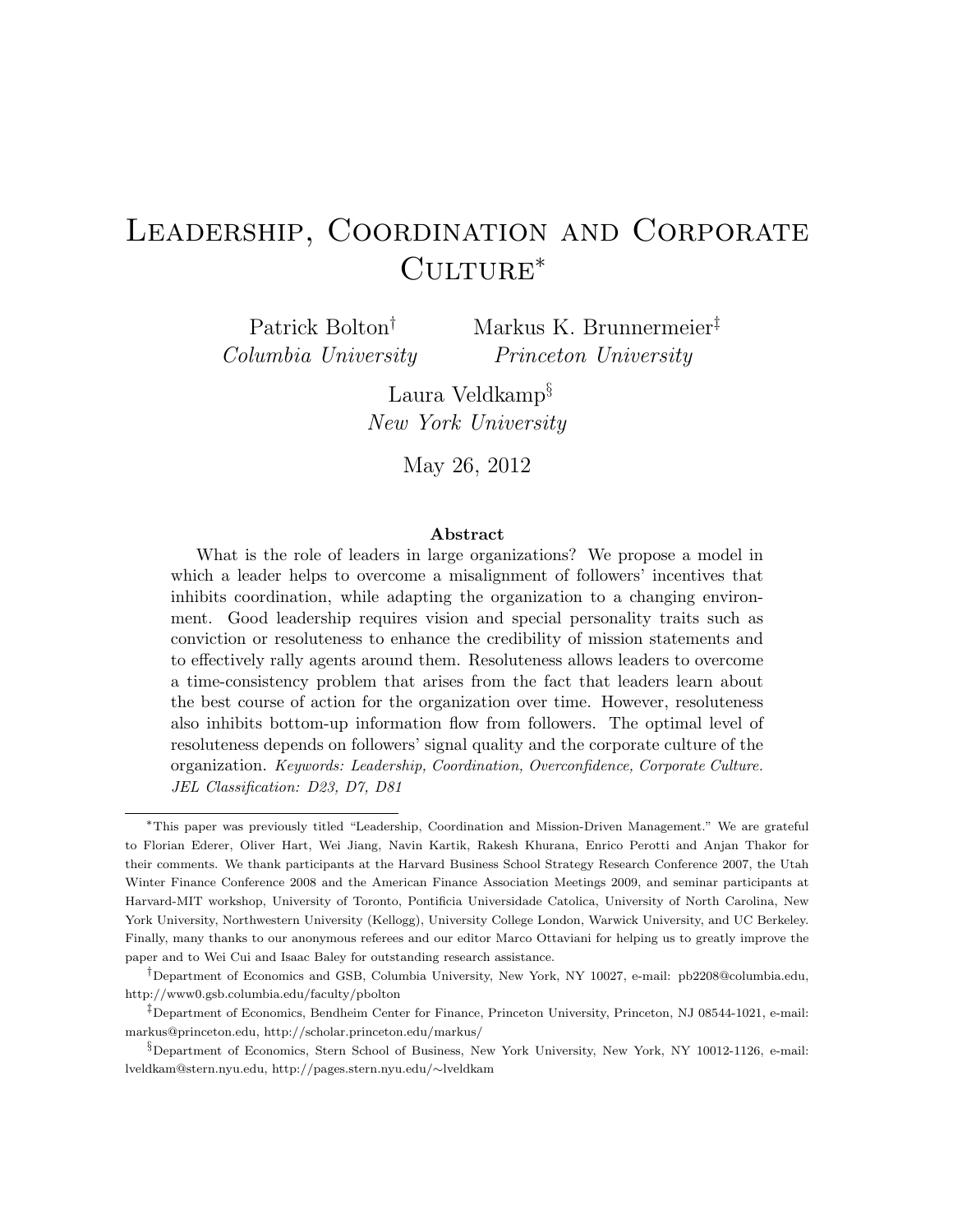# Leadership, Coordination and Corporate Culture*

Patrick Bolton[†]
*Columbia University*

Markus K. Brunnermeier[‡]
*Princeton University*

Laura Veldkamp[§]
*New York University*

May 26, 2012

## Abstract

What is the role of leaders in large organizations? We propose a model in which a leader helps to overcome a misalignment of followers' incentives that inhibits coordination, while adapting the organization to a changing environment. Good leadership requires vision and special personality traits such as conviction or resoluteness to enhance the credibility of mission statements and to effectively rally agents around them. Resoluteness allows leaders to overcome a time-consistency problem that arises from the fact that leaders learn about the best course of action for the organization over time. However, resoluteness also inhibits bottom-up information flow from followers. The optimal level of resoluteness depends on followers' signal quality and the corporate culture of the organization. *Keywords: Leadership, Coordination, Overconfidence, Corporate Culture. JEL Classification: D23, D7, D81*

---

*This paper was previously titled "Leadership, Coordination and Mission-Driven Management." We are grateful to Florian Ederer, Oliver Hart, Wei Jiang, Navin Kartik, Rakesh Khurana, Enrico Perotti and Anjan Thakor for their comments. We thank participants at the Harvard Business School Strategy Research Conference 2007, the Utah Winter Finance Conference 2008 and the American Finance Association Meetings 2009, and seminar participants at Harvard-MIT workshop, University of Toronto, Pontificia Universidade Catolica, University of North Carolina, New York University, Northwestern University (Kellogg), University College London, Warwick University, and UC Berkeley. Finally, many thanks to our anonymous referees and our editor Marco Ottaviani for helping us to greatly improve the paper and to Wei Cui and Isaac Baley for outstanding research assistance.

[†]Department of Economics and GSB, Columbia University, New York, NY 10027, e-mail: pb2208@columbia.edu, http://www0.gsb.columbia.edu/faculty/pbolton

[‡]Department of Economics, Bendheim Center for Finance, Princeton University, Princeton, NJ 08544-1021, e-mail: markus@princeton.edu, http://scholar.princeton.edu/markus/

[§]Department of Economics, Stern School of Business, New York University, New York, NY 10012-1126, e-mail: lveldkam@stern.nyu.edu, http://pages.stern.nyu.edu/∼lveldkam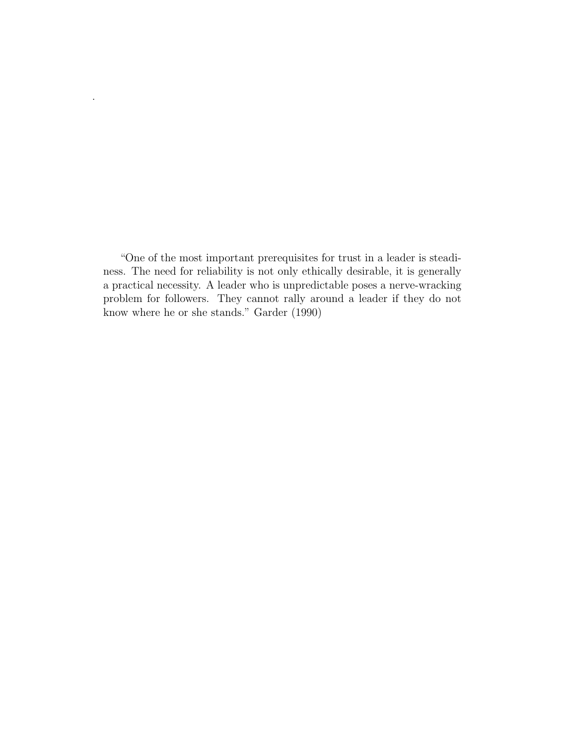"One of the most important prerequisites for trust in a leader is steadiness. The need for reliability is not only ethically desirable, it is generally a practical necessity. A leader who is unpredictable poses a nerve-wracking problem for followers. They cannot rally around a leader if they do not know where he or she stands." Garder (1990)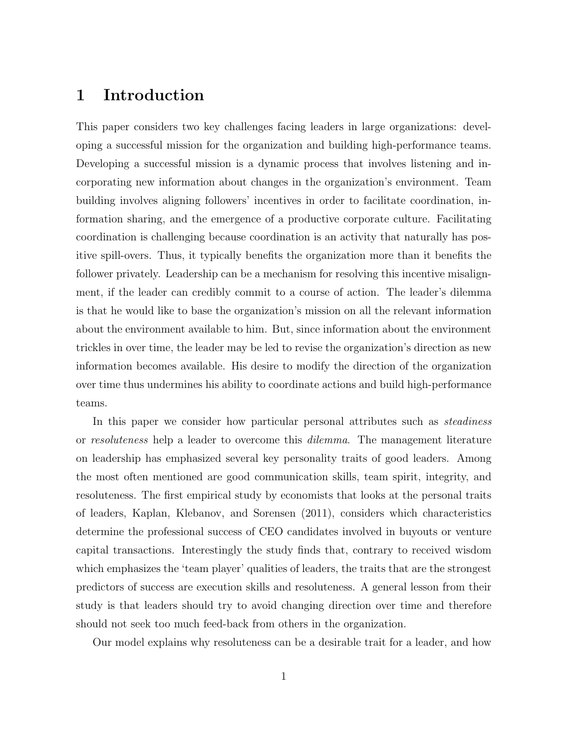# 1 Introduction

This paper considers two key challenges facing leaders in large organizations: developing a successful mission for the organization and building high-performance teams. Developing a successful mission is a dynamic process that involves listening and incorporating new information about changes in the organization's environment. Team building involves aligning followers' incentives in order to facilitate coordination, information sharing, and the emergence of a productive corporate culture. Facilitating coordination is challenging because coordination is an activity that naturally has positive spill-overs. Thus, it typically benefits the organization more than it benefits the follower privately. Leadership can be a mechanism for resolving this incentive misalignment, if the leader can credibly commit to a course of action. The leader's dilemma is that he would like to base the organization's mission on all the relevant information about the environment available to him. But, since information about the environment trickles in over time, the leader may be led to revise the organization's direction as new information becomes available. His desire to modify the direction of the organization over time thus undermines his ability to coordinate actions and build high-performance teams.

In this paper we consider how particular personal attributes such as *steadiness* or *resoluteness* help a leader to overcome this *dilemma*. The management literature on leadership has emphasized several key personality traits of good leaders. Among the most often mentioned are good communication skills, team spirit, integrity, and resoluteness. The first empirical study by economists that looks at the personal traits of leaders, Kaplan, Klebanov, and Sorensen (2011), considers which characteristics determine the professional success of CEO candidates involved in buyouts or venture capital transactions. Interestingly the study finds that, contrary to received wisdom which emphasizes the 'team player' qualities of leaders, the traits that are the strongest predictors of success are execution skills and resoluteness. A general lesson from their study is that leaders should try to avoid changing direction over time and therefore should not seek too much feed-back from others in the organization.

Our model explains why resoluteness can be a desirable trait for a leader, and how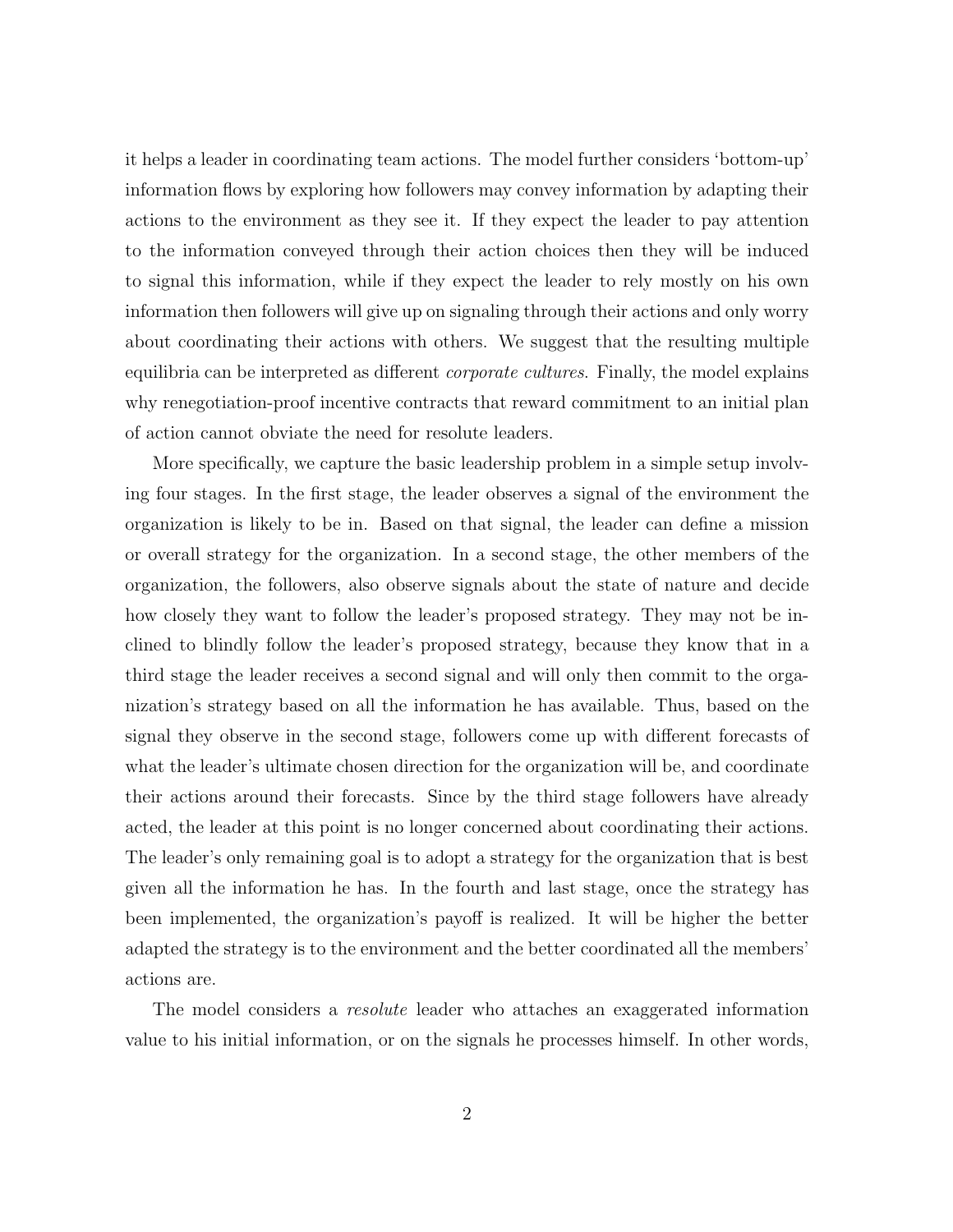it helps a leader in coordinating team actions. The model further considers 'bottom-up' information flows by exploring how followers may convey information by adapting their actions to the environment as they see it. If they expect the leader to pay attention to the information conveyed through their action choices then they will be induced to signal this information, while if they expect the leader to rely mostly on his own information then followers will give up on signaling through their actions and only worry about coordinating their actions with others. We suggest that the resulting multiple equilibria can be interpreted as different *corporate cultures*. Finally, the model explains why renegotiation-proof incentive contracts that reward commitment to an initial plan of action cannot obviate the need for resolute leaders.

More specifically, we capture the basic leadership problem in a simple setup involving four stages. In the first stage, the leader observes a signal of the environment the organization is likely to be in. Based on that signal, the leader can define a mission or overall strategy for the organization. In a second stage, the other members of the organization, the followers, also observe signals about the state of nature and decide how closely they want to follow the leader's proposed strategy. They may not be inclined to blindly follow the leader's proposed strategy, because they know that in a third stage the leader receives a second signal and will only then commit to the organization's strategy based on all the information he has available. Thus, based on the signal they observe in the second stage, followers come up with different forecasts of what the leader's ultimate chosen direction for the organization will be, and coordinate their actions around their forecasts. Since by the third stage followers have already acted, the leader at this point is no longer concerned about coordinating their actions. The leader's only remaining goal is to adopt a strategy for the organization that is best given all the information he has. In the fourth and last stage, once the strategy has been implemented, the organization's payoff is realized. It will be higher the better adapted the strategy is to the environment and the better coordinated all the members' actions are.

The model considers a *resolute* leader who attaches an exaggerated information value to his initial information, or on the signals he processes himself. In other words,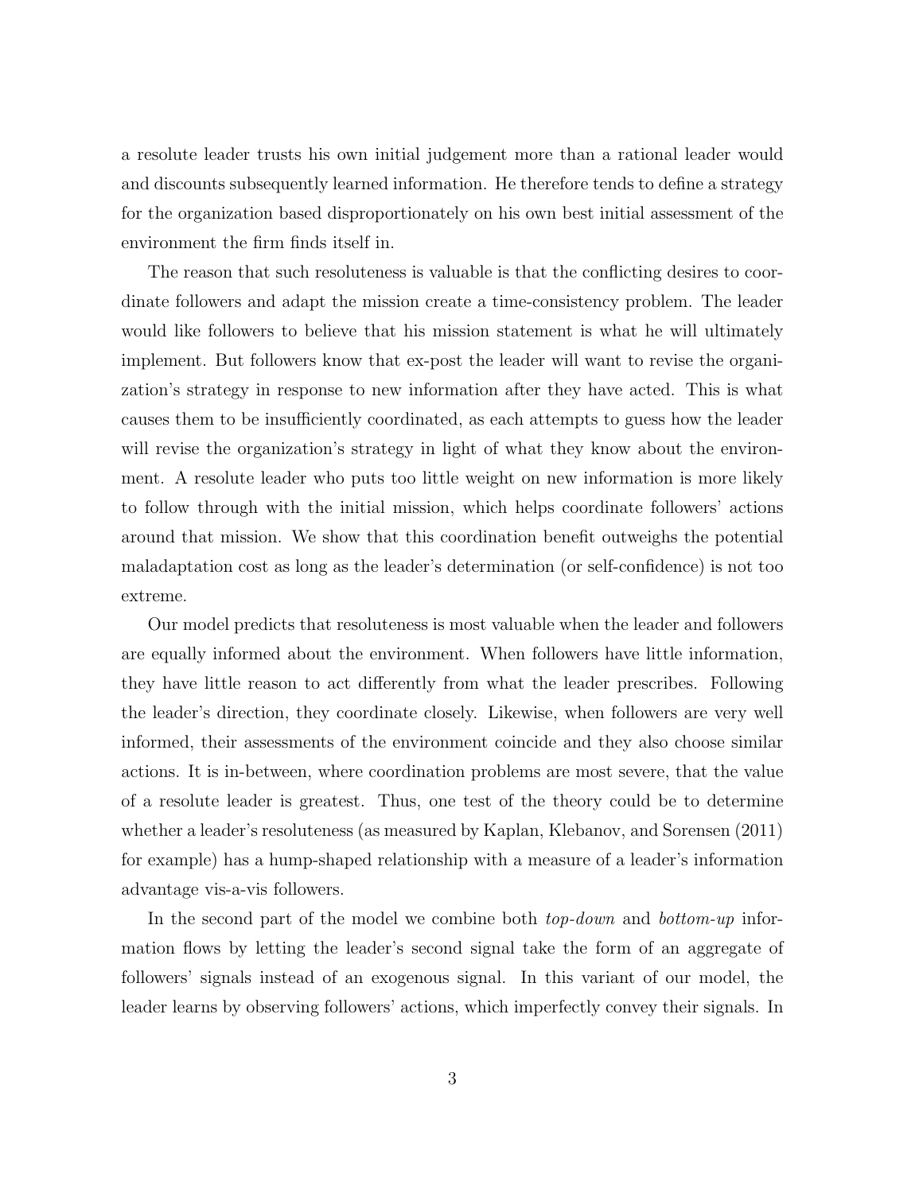a resolute leader trusts his own initial judgement more than a rational leader would and discounts subsequently learned information. He therefore tends to define a strategy for the organization based disproportionately on his own best initial assessment of the environment the firm finds itself in.

The reason that such resoluteness is valuable is that the conflicting desires to coordinate followers and adapt the mission create a time-consistency problem. The leader would like followers to believe that his mission statement is what he will ultimately implement. But followers know that ex-post the leader will want to revise the organization's strategy in response to new information after they have acted. This is what causes them to be insufficiently coordinated, as each attempts to guess how the leader will revise the organization's strategy in light of what they know about the environment. A resolute leader who puts too little weight on new information is more likely to follow through with the initial mission, which helps coordinate followers' actions around that mission. We show that this coordination benefit outweighs the potential maladaptation cost as long as the leader's determination (or self-confidence) is not too extreme.

Our model predicts that resoluteness is most valuable when the leader and followers are equally informed about the environment. When followers have little information, they have little reason to act differently from what the leader prescribes. Following the leader's direction, they coordinate closely. Likewise, when followers are very well informed, their assessments of the environment coincide and they also choose similar actions. It is in-between, where coordination problems are most severe, that the value of a resolute leader is greatest. Thus, one test of the theory could be to determine whether a leader's resoluteness (as measured by Kaplan, Klebanov, and Sorensen (2011) for example) has a hump-shaped relationship with a measure of a leader's information advantage vis-a-vis followers.

In the second part of the model we combine both *top-down* and *bottom-up* information flows by letting the leader's second signal take the form of an aggregate of followers' signals instead of an exogenous signal. In this variant of our model, the leader learns by observing followers' actions, which imperfectly convey their signals. In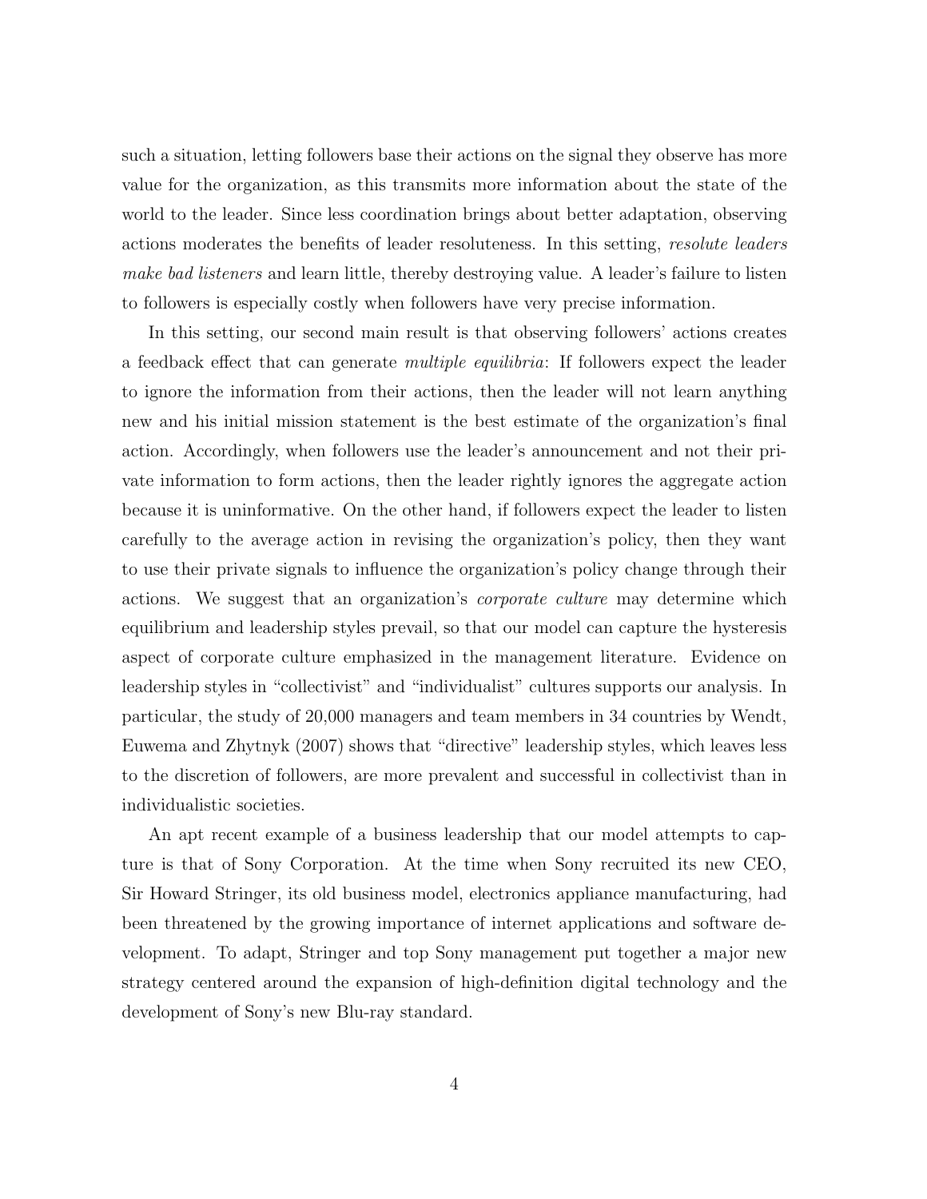such a situation, letting followers base their actions on the signal they observe has more value for the organization, as this transmits more information about the state of the world to the leader. Since less coordination brings about better adaptation, observing actions moderates the benefits of leader resoluteness. In this setting, *resolute leaders make bad listeners* and learn little, thereby destroying value. A leader's failure to listen to followers is especially costly when followers have very precise information.

In this setting, our second main result is that observing followers' actions creates a feedback effect that can generate *multiple equilibria*: If followers expect the leader to ignore the information from their actions, then the leader will not learn anything new and his initial mission statement is the best estimate of the organization's final action. Accordingly, when followers use the leader's announcement and not their private information to form actions, then the leader rightly ignores the aggregate action because it is uninformative. On the other hand, if followers expect the leader to listen carefully to the average action in revising the organization's policy, then they want to use their private signals to influence the organization's policy change through their actions. We suggest that an organization's *corporate culture* may determine which equilibrium and leadership styles prevail, so that our model can capture the hysteresis aspect of corporate culture emphasized in the management literature. Evidence on leadership styles in "collectivist" and "individualist" cultures supports our analysis. In particular, the study of 20,000 managers and team members in 34 countries by Wendt, Euwema and Zhytnyk (2007) shows that "directive" leadership styles, which leaves less to the discretion of followers, are more prevalent and successful in collectivist than in individualistic societies.

An apt recent example of a business leadership that our model attempts to capture is that of Sony Corporation. At the time when Sony recruited its new CEO, Sir Howard Stringer, its old business model, electronics appliance manufacturing, had been threatened by the growing importance of internet applications and software development. To adapt, Stringer and top Sony management put together a major new strategy centered around the expansion of high-definition digital technology and the development of Sony's new Blu-ray standard.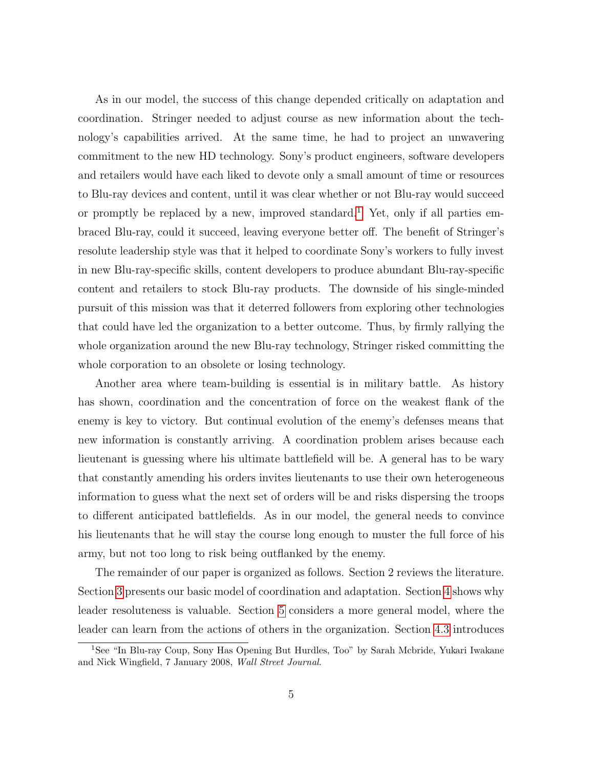As in our model, the success of this change depended critically on adaptation and coordination. Stringer needed to adjust course as new information about the technology's capabilities arrived. At the same time, he had to project an unwavering commitment to the new HD technology. Sony's product engineers, software developers and retailers would have each liked to devote only a small amount of time or resources to Blu-ray devices and content, until it was clear whether or not Blu-ray would succeed or promptly be replaced by a new, improved standard.[1] Yet, only if all parties embraced Blu-ray, could it succeed, leaving everyone better off. The benefit of Stringer's resolute leadership style was that it helped to coordinate Sony's workers to fully invest in new Blu-ray-specific skills, content developers to produce abundant Blu-ray-specific content and retailers to stock Blu-ray products. The downside of his single-minded pursuit of this mission was that it deterred followers from exploring other technologies that could have led the organization to a better outcome. Thus, by firmly rallying the whole organization around the new Blu-ray technology, Stringer risked committing the whole corporation to an obsolete or losing technology.

Another area where team-building is essential is in military battle. As history has shown, coordination and the concentration of force on the weakest flank of the enemy is key to victory. But continual evolution of the enemy's defenses means that new information is constantly arriving. A coordination problem arises because each lieutenant is guessing where his ultimate battlefield will be. A general has to be wary that constantly amending his orders invites lieutenants to use their own heterogeneous information to guess what the next set of orders will be and risks dispersing the troops to different anticipated battlefields. As in our model, the general needs to convince his lieutenants that he will stay the course long enough to muster the full force of his army, but not too long to risk being outflanked by the enemy.

The remainder of our paper is organized as follows. Section 2 reviews the literature. Section 3 presents our basic model of coordination and adaptation. Section 4 shows why leader resoluteness is valuable. Section 5 considers a more general model, where the leader can learn from the actions of others in the organization. Section 4.3 introduces

[1] See "In Blu-ray Coup, Sony Has Opening But Hurdles, Too" by Sarah Mcbride, Yukari Iwakane and Nick Wingfield, 7 January 2008, *Wall Street Journal*.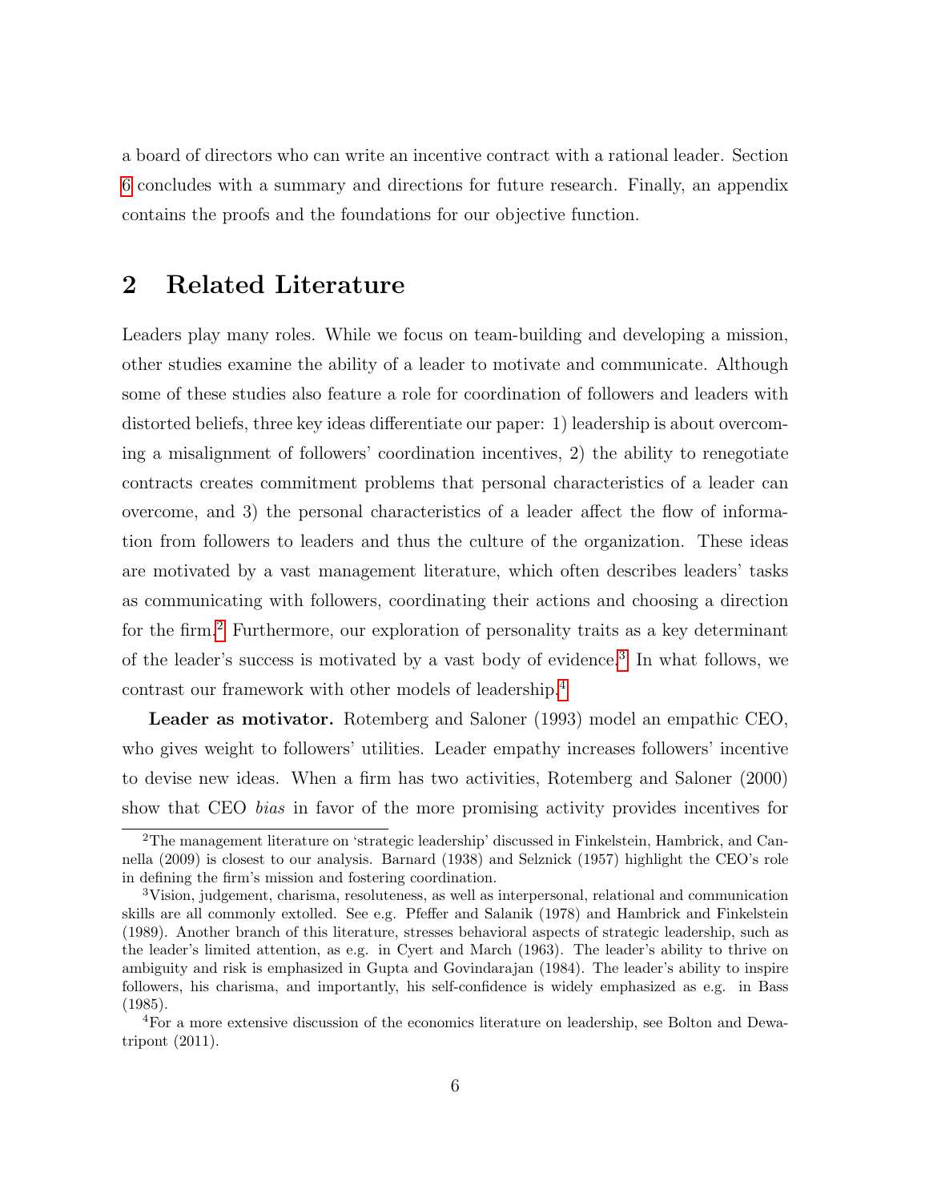a board of directors who can write an incentive contract with a rational leader. Section 6 concludes with a summary and directions for future research. Finally, an appendix contains the proofs and the foundations for our objective function.

## 2 Related Literature

Leaders play many roles. While we focus on team-building and developing a mission, other studies examine the ability of a leader to motivate and communicate. Although some of these studies also feature a role for coordination of followers and leaders with distorted beliefs, three key ideas differentiate our paper: 1) leadership is about overcoming a misalignment of followers' coordination incentives, 2) the ability to renegotiate contracts creates commitment problems that personal characteristics of a leader can overcome, and 3) the personal characteristics of a leader affect the flow of information from followers to leaders and thus the culture of the organization. These ideas are motivated by a vast management literature, which often describes leaders' tasks as communicating with followers, coordinating their actions and choosing a direction for the firm.[2] Furthermore, our exploration of personality traits as a key determinant of the leader's success is motivated by a vast body of evidence.[3] In what follows, we contrast our framework with other models of leadership.[4]

**Leader as motivator.** Rotemberg and Saloner (1993) model an empathic CEO, who gives weight to followers' utilities. Leader empathy increases followers' incentive to devise new ideas. When a firm has two activities, Rotemberg and Saloner (2000) show that CEO *bias* in favor of the more promising activity provides incentives for

[2] The management literature on 'strategic leadership' discussed in Finkelstein, Hambrick, and Cannella (2009) is closest to our analysis. Barnard (1938) and Selznick (1957) highlight the CEO's role in defining the firm's mission and fostering coordination.

[3] Vision, judgement, charisma, resoluteness, as well as interpersonal, relational and communication skills are all commonly extolled. See e.g. Pfeffer and Salanik (1978) and Hambrick and Finkelstein (1989). Another branch of this literature, stresses behavioral aspects of strategic leadership, such as the leader's limited attention, as e.g. in Cyert and March (1963). The leader's ability to thrive on ambiguity and risk is emphasized in Gupta and Govindarajan (1984). The leader's ability to inspire followers, his charisma, and importantly, his self-confidence is widely emphasized as e.g. in Bass (1985).

[4] For a more extensive discussion of the economics literature on leadership, see Bolton and Dewatripont (2011).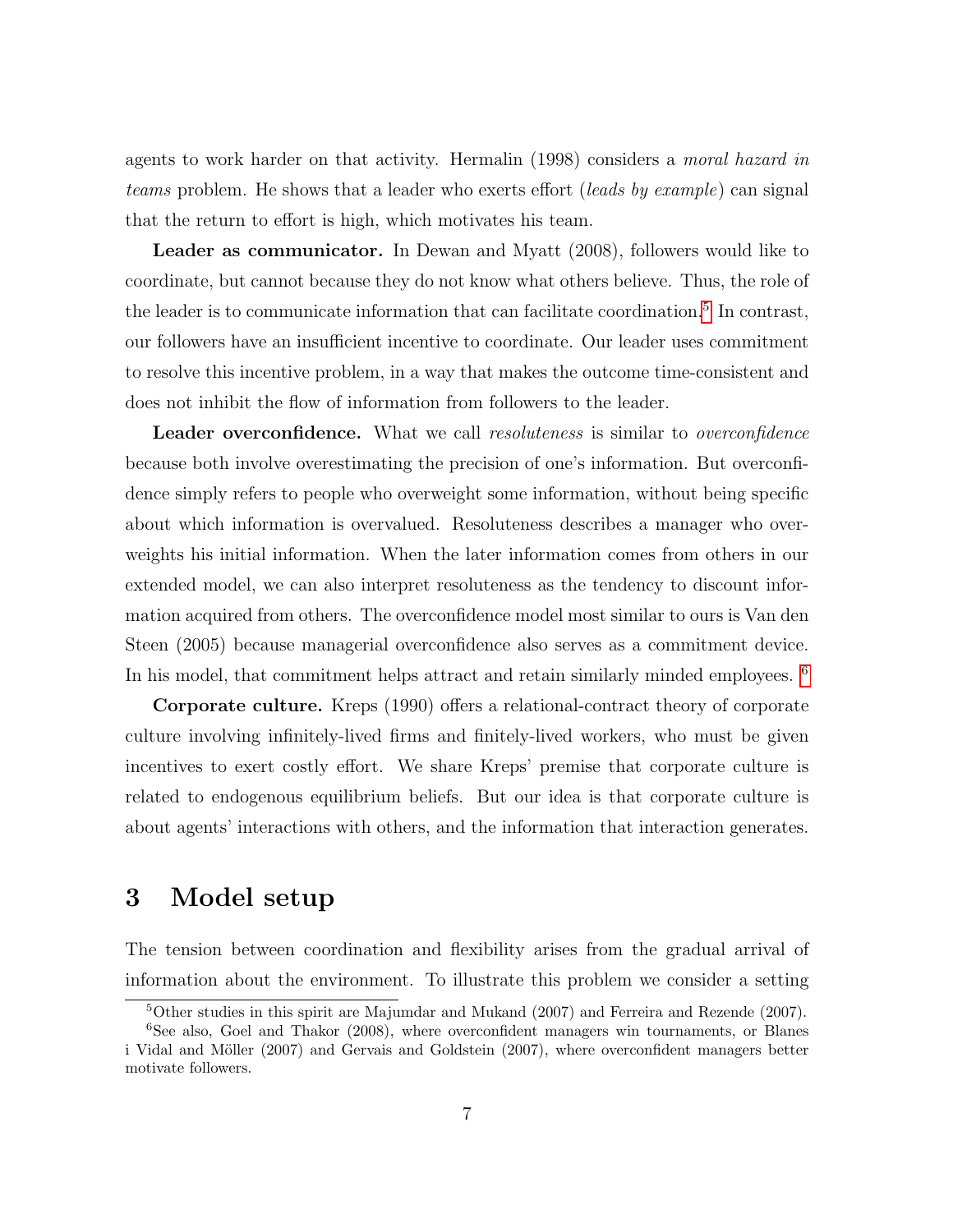agents to work harder on that activity. Hermalin (1998) considers a *moral hazard in teams* problem. He shows that a leader who exerts effort (*leads by example*) can signal that the return to effort is high, which motivates his team.

**Leader as communicator.** In Dewan and Myatt (2008), followers would like to coordinate, but cannot because they do not know what others believe. Thus, the role of the leader is to communicate information that can facilitate coordination.[5] In contrast, our followers have an insufficient incentive to coordinate. Our leader uses commitment to resolve this incentive problem, in a way that makes the outcome time-consistent and does not inhibit the flow of information from followers to the leader.

**Leader overconfidence.** What we call *resoluteness* is similar to *overconfidence* because both involve overestimating the precision of one's information. But overconfidence simply refers to people who overweight some information, without being specific about which information is overvalued. Resoluteness describes a manager who overweights his initial information. When the later information comes from others in our extended model, we can also interpret resoluteness as the tendency to discount information acquired from others. The overconfidence model most similar to ours is Van den Steen (2005) because managerial overconfidence also serves as a commitment device. In his model, that commitment helps attract and retain similarly minded employees. [6]

**Corporate culture.** Kreps (1990) offers a relational-contract theory of corporate culture involving infinitely-lived firms and finitely-lived workers, who must be given incentives to exert costly effort. We share Kreps' premise that corporate culture is related to endogenous equilibrium beliefs. But our idea is that corporate culture is about agents' interactions with others, and the information that interaction generates.

# 3 Model setup

The tension between coordination and flexibility arises from the gradual arrival of information about the environment. To illustrate this problem we consider a setting

[5] Other studies in this spirit are Majumdar and Mukand (2007) and Ferreira and Rezende (2007).

[6] See also, Goel and Thakor (2008), where overconfident managers win tournaments, or Blanes i Vidal and Möller (2007) and Gervais and Goldstein (2007), where overconfident managers better motivate followers.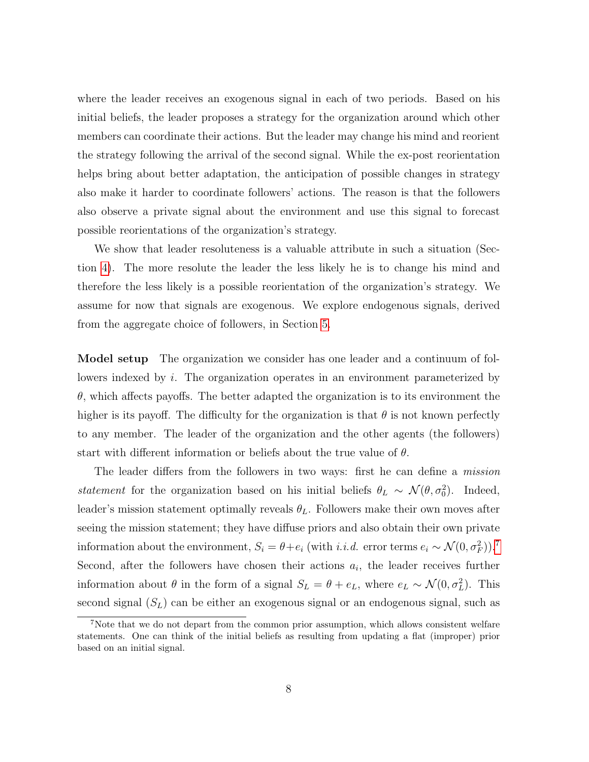where the leader receives an exogenous signal in each of two periods. Based on his initial beliefs, the leader proposes a strategy for the organization around which other members can coordinate their actions. But the leader may change his mind and reorient the strategy following the arrival of the second signal. While the ex-post reorientation helps bring about better adaptation, the anticipation of possible changes in strategy also make it harder to coordinate followers' actions. The reason is that the followers also observe a private signal about the environment and use this signal to forecast possible reorientations of the organization's strategy.

We show that leader resoluteness is a valuable attribute in such a situation (Section 4). The more resolute the leader the less likely he is to change his mind and therefore the less likely is a possible reorientation of the organization's strategy. We assume for now that signals are exogenous. We explore endogenous signals, derived from the aggregate choice of followers, in Section 5.

**Model setup** The organization we consider has one leader and a continuum of followers indexed by $i$. The organization operates in an environment parameterized by $\theta$, which affects payoffs. The better adapted the organization is to its environment the higher is its payoff. The difficulty for the organization is that $\theta$ is not known perfectly to any member. The leader of the organization and the other agents (the followers) start with different information or beliefs about the true value of $\theta$.

The leader differs from the followers in two ways: first he can define a *mission statement* for the organization based on his initial beliefs $\theta_L \sim \mathcal{N}(\theta, \sigma_0^2)$. Indeed, leader's mission statement optimally reveals $\theta_L$. Followers make their own moves after seeing the mission statement; they have diffuse priors and also obtain their own private information about the environment, $S_i = \theta + e_i$ (with *i.i.d.* error terms $e_i \sim \mathcal{N}(0, \sigma_F^2)$).[7] Second, after the followers have chosen their actions $a_i$, the leader receives further information about $\theta$ in the form of a signal $S_L = \theta + e_L$, where $e_L \sim \mathcal{N}(0, \sigma_L^2)$. This second signal ($S_L$) can be either an exogenous signal or an endogenous signal, such as

[7]Note that we do not depart from the common prior assumption, which allows consistent welfare statements. One can think of the initial beliefs as resulting from updating a flat (improper) prior based on an initial signal.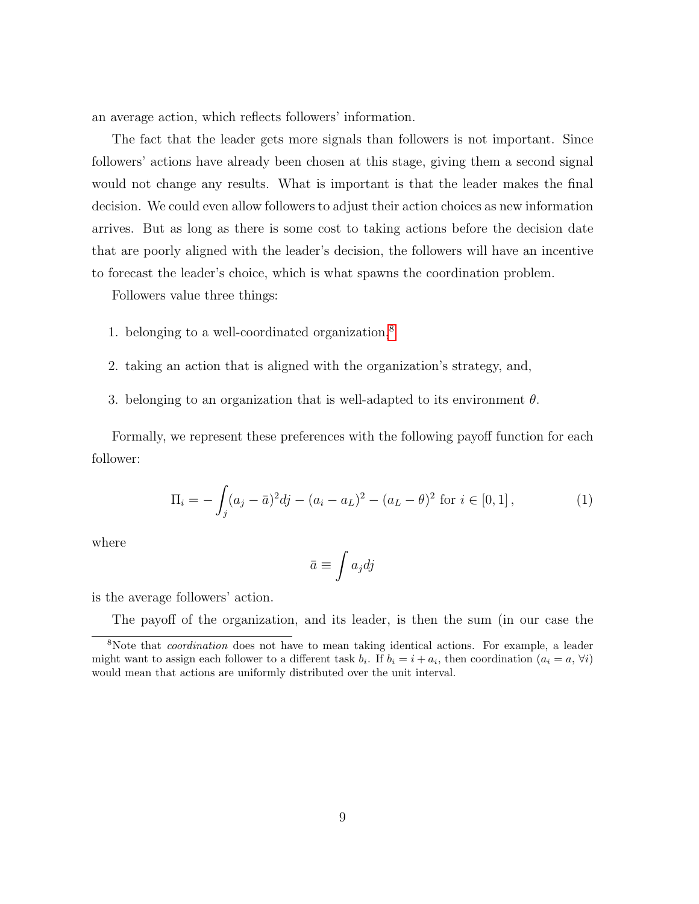an average action, which reflects followers' information.

The fact that the leader gets more signals than followers is not important. Since followers' actions have already been chosen at this stage, giving them a second signal would not change any results. What is important is that the leader makes the final decision. We could even allow followers to adjust their action choices as new information arrives. But as long as there is some cost to taking actions before the decision date that are poorly aligned with the leader's decision, the followers will have an incentive to forecast the leader's choice, which is what spawns the coordination problem.

Followers value three things:

1. belonging to a well-coordinated organization,[8]
2. taking an action that is aligned with the organization's strategy, and,
3. belonging to an organization that is well-adapted to its environment $\theta$.

Formally, we represent these preferences with the following payoff function for each follower:

$$\Pi_i = -\int_j (a_j - \bar{a})^2 dj - (a_i - a_L)^2 - (a_L - \theta)^2 \text{ for } i \in [0, 1], \tag{1}$$

where

$$\bar{a} \equiv \int a_j dj$$

is the average followers' action.

The payoff of the organization, and its leader, is then the sum (in our case the

[8]Note that *coordination* does not have to mean taking identical actions. For example, a leader might want to assign each follower to a different task $b_i$. If $b_i = i + a_i$, then coordination ($a_i = a$, $\forall i$) would mean that actions are uniformly distributed over the unit interval.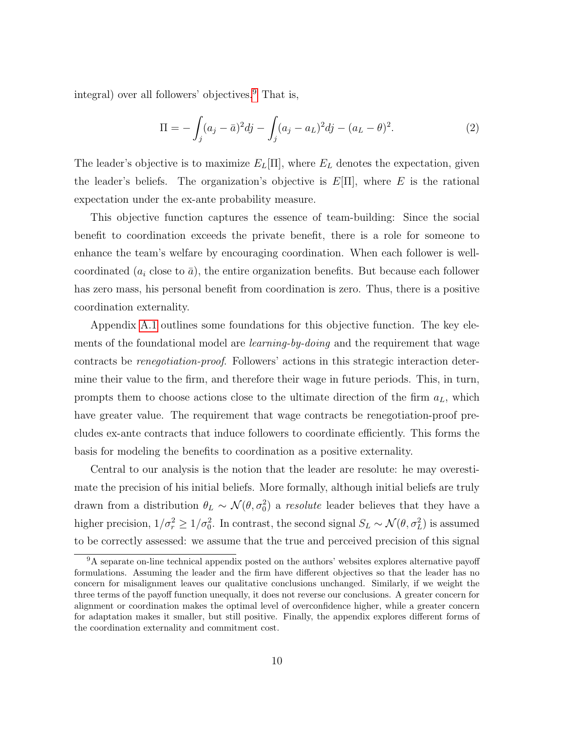integral) over all followers' objectives.[9] That is,

$$\Pi = -\int_j (a_j - \bar{a})^2 dj - \int_j (a_j - a_L)^2 dj - (a_L - \theta)^2. \tag{2}$$

The leader's objective is to maximize $E_L[\Pi]$, where $E_L$ denotes the expectation, given the leader's beliefs. The organization's objective is $E[\Pi]$, where $E$ is the rational expectation under the ex-ante probability measure.

This objective function captures the essence of team-building: Since the social benefit to coordination exceeds the private benefit, there is a role for someone to enhance the team's welfare by encouraging coordination. When each follower is well-coordinated ($a_i$ close to $\bar{a}$), the entire organization benefits. But because each follower has zero mass, his personal benefit from coordination is zero. Thus, there is a positive coordination externality.

Appendix A.1 outlines some foundations for this objective function. The key elements of the foundational model are *learning-by-doing* and the requirement that wage contracts be *renegotiation-proof*. Followers' actions in this strategic interaction determine their value to the firm, and therefore their wage in future periods. This, in turn, prompts them to choose actions close to the ultimate direction of the firm $a_L$, which have greater value. The requirement that wage contracts be renegotiation-proof precludes ex-ante contracts that induce followers to coordinate efficiently. This forms the basis for modeling the benefits to coordination as a positive externality.

Central to our analysis is the notion that the leader are resolute: he may overestimate the precision of his initial beliefs. More formally, although initial beliefs are truly drawn from a distribution $\theta_L \sim \mathcal{N}(\theta, \sigma_0^2)$ a *resolute* leader believes that they have a higher precision, $1/\sigma_r^2 \geq 1/\sigma_0^2$. In contrast, the second signal $S_L \sim \mathcal{N}(\theta, \sigma_L^2)$ is assumed to be correctly assessed: we assume that the true and perceived precision of this signal

[9] A separate on-line technical appendix posted on the authors' websites explores alternative payoff formulations. Assuming the leader and the firm have different objectives so that the leader has no concern for misalignment leaves our qualitative conclusions unchanged. Similarly, if we weight the three terms of the payoff function unequally, it does not reverse our conclusions. A greater concern for alignment or coordination makes the optimal level of overconfidence higher, while a greater concern for adaptation makes it smaller, but still positive. Finally, the appendix explores different forms of the coordination externality and commitment cost.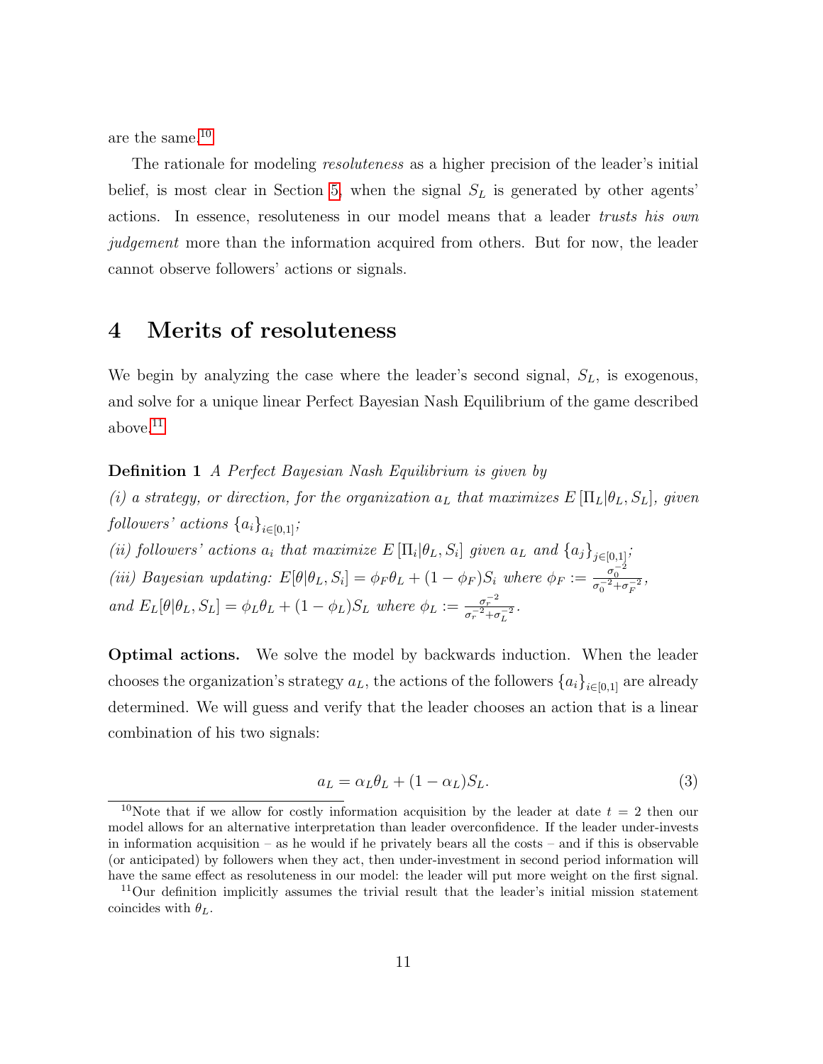are the same.[10]

The rationale for modeling *resoluteness* as a higher precision of the leader's initial belief, is most clear in Section 5, when the signal $S_L$ is generated by other agents' actions. In essence, resoluteness in our model means that a leader *trusts his own judgement* more than the information acquired from others. But for now, the leader cannot observe followers' actions or signals.

# 4 Merits of resoluteness

We begin by analyzing the case where the leader's second signal, $S_L$, is exogenous, and solve for a unique linear Perfect Bayesian Nash Equilibrium of the game described above.[11]

**Definition 1** *A Perfect Bayesian Nash Equilibrium is given by*

*(i) a strategy, or direction, for the organization $a_L$ that maximizes $E\left[\Pi_L|\theta_L, S_L\right]$, given followers' actions $\{a_i\}_{i\in[0,1]}$;*

*(ii) followers' actions $a_i$ that maximize $E\left[\Pi_i|\theta_L, S_i\right]$ given $a_L$ and $\{a_j\}_{j\in[0,1]}$;*

*(iii) Bayesian updating: $E[\theta|\theta_L, S_i] = \phi_F\theta_L + (1-\phi_F)S_i$ where $\phi_F := \frac{\sigma_0^{-2}}{\sigma_0^{-2}+\sigma_F^{-2}}$, and $E_L[\theta|\theta_L, S_L] = \phi_L\theta_L + (1-\phi_L)S_L$ where $\phi_L := \frac{\sigma_r^{-2}}{\sigma_r^{-2}+\sigma_L^{-2}}$.*

**Optimal actions.** We solve the model by backwards induction. When the leader chooses the organization's strategy $a_L$, the actions of the followers $\{a_i\}_{i\in[0,1]}$ are already determined. We will guess and verify that the leader chooses an action that is a linear combination of his two signals:

$$a_L = \alpha_L\theta_L + (1-\alpha_L)S_L. \tag{3}$$

---

[10] Note that if we allow for costly information acquisition by the leader at date $t = 2$ then our model allows for an alternative interpretation than leader overconfidence. If the leader under-invests in information acquisition – as he would if he privately bears all the costs – and if this is observable (or anticipated) by followers when they act, then under-investment in second period information will have the same effect as resoluteness in our model: the leader will put more weight on the first signal.

[11] Our definition implicitly assumes the trivial result that the leader's initial mission statement coincides with $\theta_L$.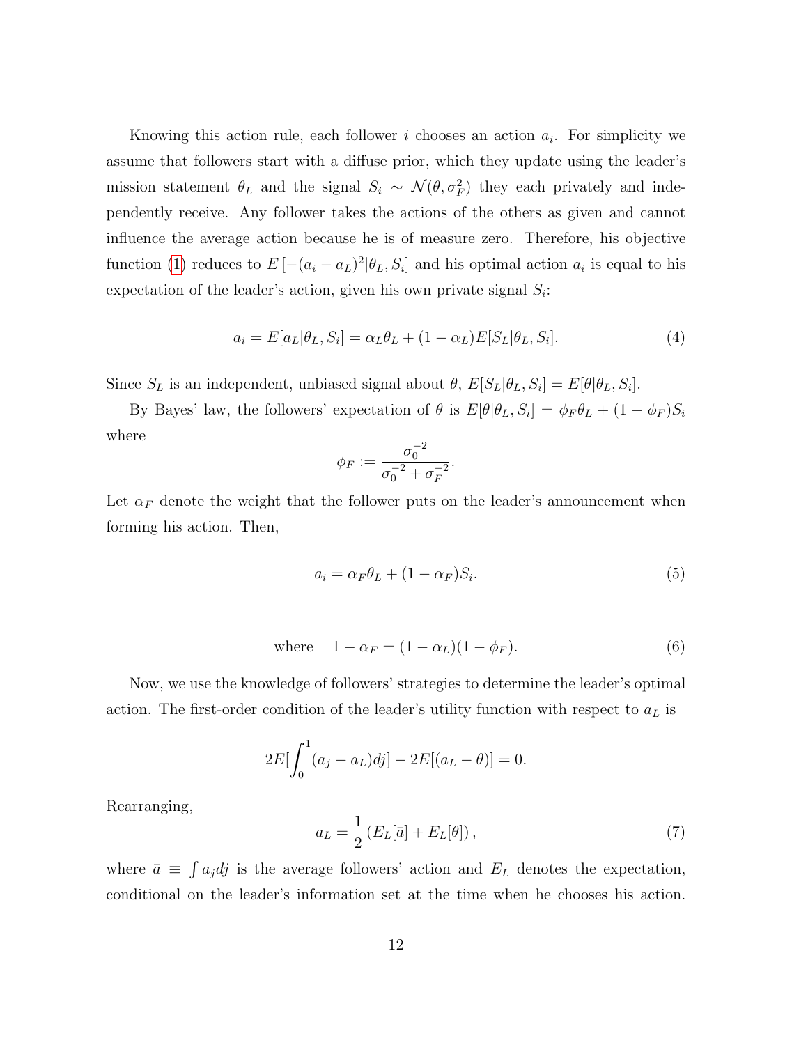Knowing this action rule, each follower $i$ chooses an action $a_i$. For simplicity we assume that followers start with a diffuse prior, which they update using the leader's mission statement $\theta_L$ and the signal $S_i \sim \mathcal{N}(\theta, \sigma_F^2)$ they each privately and independently receive. Any follower takes the actions of the others as given and cannot influence the average action because he is of measure zero. Therefore, his objective function (1) reduces to $E\left[-(a_i - a_L)^2 | \theta_L, S_i\right]$ and his optimal action $a_i$ is equal to his expectation of the leader's action, given his own private signal $S_i$:

$$a_i = E[a_L|\theta_L, S_i] = \alpha_L \theta_L + (1 - \alpha_L) E[S_L|\theta_L, S_i]. \tag{4}$$

Since $S_L$ is an independent, unbiased signal about $\theta$, $E[S_L|\theta_L, S_i] = E[\theta|\theta_L, S_i]$.

By Bayes' law, the followers' expectation of $\theta$ is $E[\theta|\theta_L, S_i] = \phi_F \theta_L + (1 - \phi_F) S_i$ where

$$\phi_F := \frac{\sigma_0^{-2}}{\sigma_0^{-2} + \sigma_F^{-2}}.$$

Let $\alpha_F$ denote the weight that the follower puts on the leader's announcement when forming his action. Then,

$$a_i = \alpha_F \theta_L + (1 - \alpha_F) S_i. \tag{5}$$

$$\text{where} \quad 1 - \alpha_F = (1 - \alpha_L)(1 - \phi_F). \tag{6}$$

Now, we use the knowledge of followers' strategies to determine the leader's optimal action. The first-order condition of the leader's utility function with respect to $a_L$ is

$$2E[\int_0^1 (a_j - a_L) dj] - 2E[(a_L - \theta)] = 0.$$

Rearranging,

$$a_L = \frac{1}{2} \left( E_L[\bar{a}] + E_L[\theta] \right), \tag{7}$$

where $\bar{a} \equiv \int a_j dj$ is the average followers' action and $E_L$ denotes the expectation, conditional on the leader's information set at the time when he chooses his action.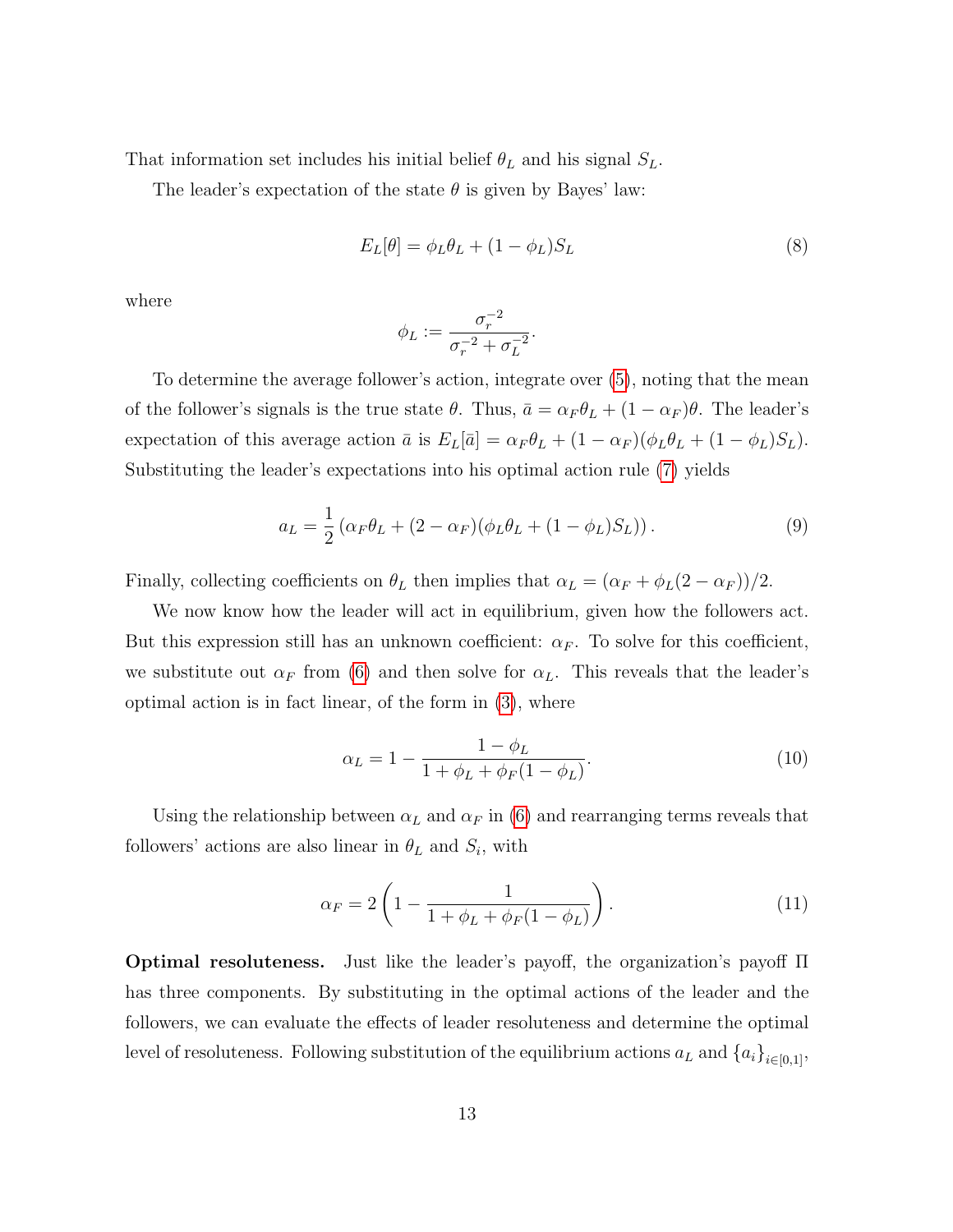That information set includes his initial belief $\theta_L$ and his signal $S_L$.

The leader's expectation of the state $\theta$ is given by Bayes' law:

$$E_L[\theta] = \phi_L \theta_L + (1 - \phi_L) S_L \tag{8}$$

where

$$\phi_L := \frac{\sigma_r^{-2}}{\sigma_r^{-2} + \sigma_L^{-2}}.$$

To determine the average follower's action, integrate over (5), noting that the mean of the follower's signals is the true state $\theta$. Thus, $\bar{a} = \alpha_F \theta_L + (1 - \alpha_F)\theta$. The leader's expectation of this average action $\bar{a}$ is $E_L[\bar{a}] = \alpha_F \theta_L + (1 - \alpha_F)(\phi_L \theta_L + (1 - \phi_L) S_L)$. Substituting the leader's expectations into his optimal action rule (7) yields

$$a_L = \frac{1}{2}\left(\alpha_F \theta_L + (2 - \alpha_F)(\phi_L \theta_L + (1 - \phi_L) S_L)\right). \tag{9}$$

Finally, collecting coefficients on $\theta_L$ then implies that $\alpha_L = (\alpha_F + \phi_L(2 - \alpha_F))/2$.

We now know how the leader will act in equilibrium, given how the followers act. But this expression still has an unknown coefficient: $\alpha_F$. To solve for this coefficient, we substitute out $\alpha_F$ from (6) and then solve for $\alpha_L$. This reveals that the leader's optimal action is in fact linear, of the form in (3), where

$$\alpha_L = 1 - \frac{1 - \phi_L}{1 + \phi_L + \phi_F(1 - \phi_L)}. \tag{10}$$

Using the relationship between $\alpha_L$ and $\alpha_F$ in (6) and rearranging terms reveals that followers' actions are also linear in $\theta_L$ and $S_i$, with

$$\alpha_F = 2\left(1 - \frac{1}{1 + \phi_L + \phi_F(1 - \phi_L)}\right). \tag{11}$$

**Optimal resoluteness.** Just like the leader's payoff, the organization's payoff $\Pi$ has three components. By substituting in the optimal actions of the leader and the followers, we can evaluate the effects of leader resoluteness and determine the optimal level of resoluteness. Following substitution of the equilibrium actions $a_L$ and $\{a_i\}_{i\in[0,1]}$,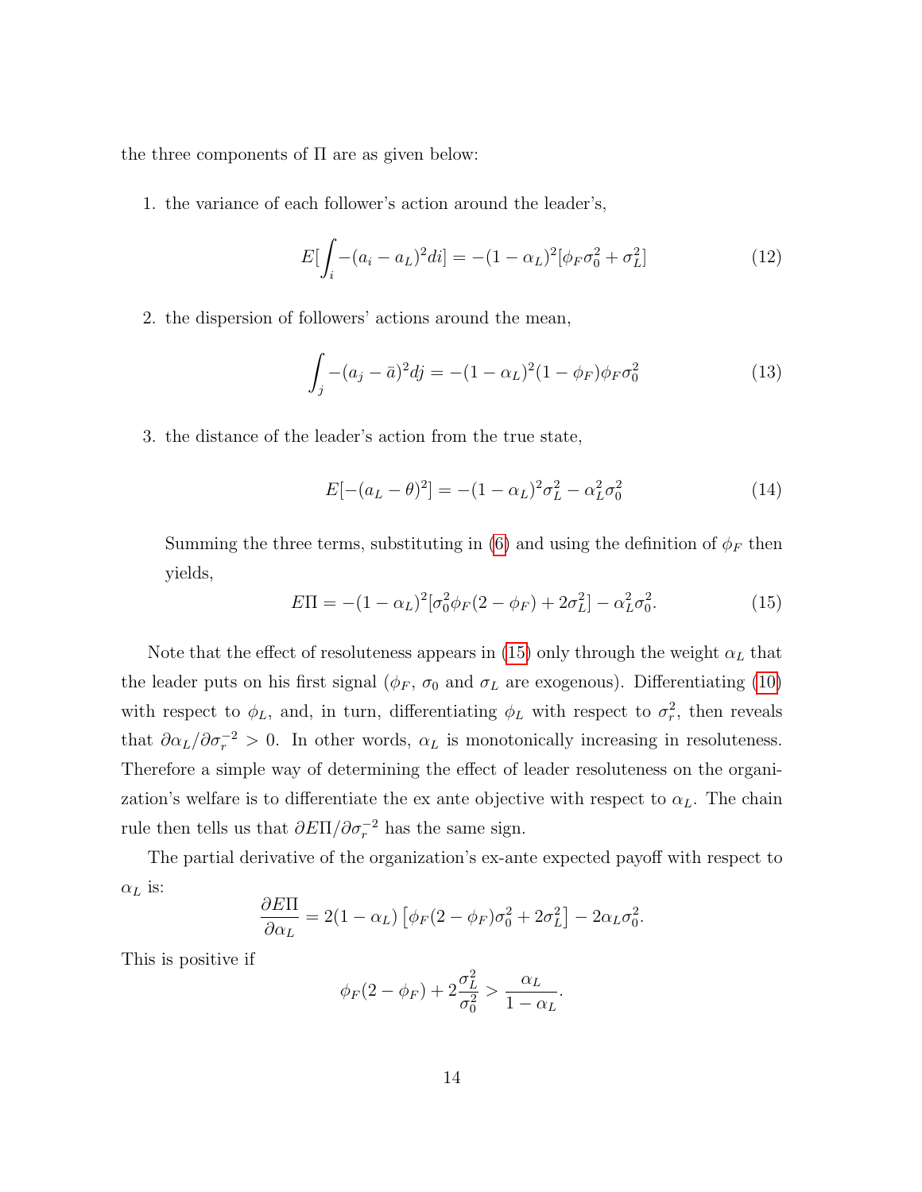the three components of Π are as given below:

1. the variance of each follower's action around the leader's,

$$E[\int_i -(a_i - a_L)^2 di] = -(1-\alpha_L)^2[\phi_F \sigma_0^2 + \sigma_L^2] \tag{12}$$

2. the dispersion of followers' actions around the mean,

$$\int_j -(a_j - \bar{a})^2 dj = -(1-\alpha_L)^2(1-\phi_F)\phi_F\sigma_0^2 \tag{13}$$

3. the distance of the leader's action from the true state,

$$E[-(a_L - \theta)^2] = -(1-\alpha_L)^2\sigma_L^2 - \alpha_L^2\sigma_0^2 \tag{14}$$

   Summing the three terms, substituting in (6) and using the definition of $\phi_F$ then yields,

$$E\Pi = -(1-\alpha_L)^2[\sigma_0^2\phi_F(2-\phi_F) + 2\sigma_L^2] - \alpha_L^2\sigma_0^2. \tag{15}$$

Note that the effect of resoluteness appears in (15) only through the weight $\alpha_L$ that the leader puts on his first signal ($\phi_F$, $\sigma_0$ and $\sigma_L$ are exogenous). Differentiating (10) with respect to $\phi_L$, and, in turn, differentiating $\phi_L$ with respect to $\sigma_r^2$, then reveals that $\partial\alpha_L/\partial\sigma_r^{-2} > 0$. In other words, $\alpha_L$ is monotonically increasing in resoluteness. Therefore a simple way of determining the effect of leader resoluteness on the organization's welfare is to differentiate the ex ante objective with respect to $\alpha_L$. The chain rule then tells us that $\partial E\Pi/\partial\sigma_r^{-2}$ has the same sign.

The partial derivative of the organization's ex-ante expected payoff with respect to $\alpha_L$ is:

$$\frac{\partial E\Pi}{\partial\alpha_L} = 2(1-\alpha_L)\left[\phi_F(2-\phi_F)\sigma_0^2 + 2\sigma_L^2\right] - 2\alpha_L\sigma_0^2.$$

This is positive if

$$\phi_F(2-\phi_F) + 2\frac{\sigma_L^2}{\sigma_0^2} > \frac{\alpha_L}{1-\alpha_L}.$$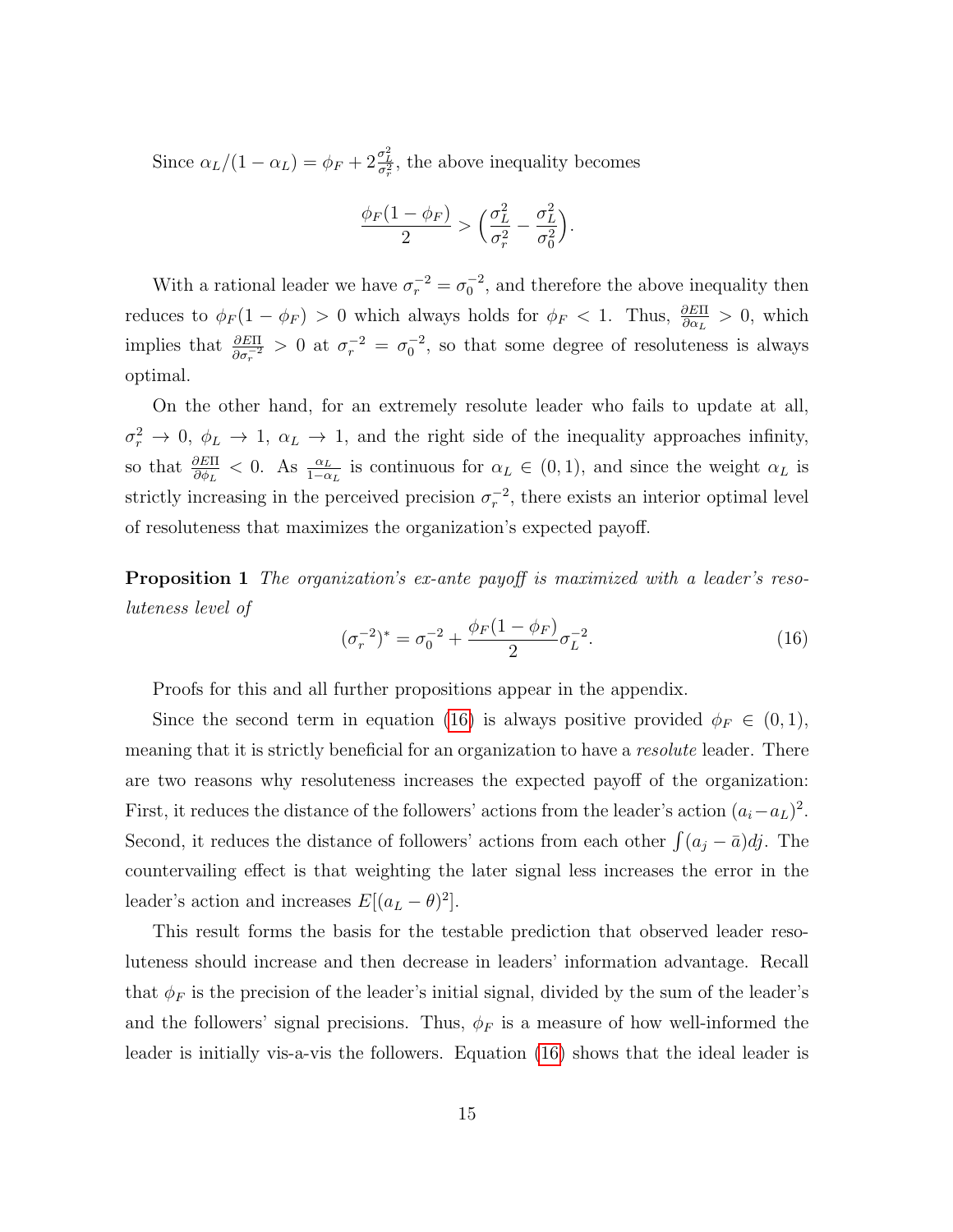Since $\alpha_L/(1-\alpha_L) = \phi_F + 2\frac{\sigma_L^2}{\sigma_r^2}$, the above inequality becomes

$$\frac{\phi_F(1-\phi_F)}{2} > \Big(\frac{\sigma_L^2}{\sigma_r^2} - \frac{\sigma_L^2}{\sigma_0^2}\Big).$$

With a rational leader we have $\sigma_r^{-2} = \sigma_0^{-2}$, and therefore the above inequality then reduces to $\phi_F(1-\phi_F) > 0$ which always holds for $\phi_F < 1$. Thus, $\frac{\partial E\Pi}{\partial \alpha_L} > 0$, which implies that $\frac{\partial E\Pi}{\partial \sigma_r^{-2}} > 0$ at $\sigma_r^{-2} = \sigma_0^{-2}$, so that some degree of resoluteness is always optimal.

On the other hand, for an extremely resolute leader who fails to update at all, $\sigma_r^2 \to 0$, $\phi_L \to 1$, $\alpha_L \to 1$, and the right side of the inequality approaches infinity, so that $\frac{\partial E\Pi}{\partial \phi_L} < 0$. As $\frac{\alpha_L}{1-\alpha_L}$ is continuous for $\alpha_L \in (0,1)$, and since the weight $\alpha_L$ is strictly increasing in the perceived precision $\sigma_r^{-2}$, there exists an interior optimal level of resoluteness that maximizes the organization's expected payoff.

**Proposition 1** *The organization's ex-ante payoff is maximized with a leader's resoluteness level of*

$$(\sigma_r^{-2})^* = \sigma_0^{-2} + \frac{\phi_F(1-\phi_F)}{2}\sigma_L^{-2}. \tag{16}$$

Proofs for this and all further propositions appear in the appendix.

Since the second term in equation (16) is always positive provided $\phi_F \in (0,1)$, meaning that it is strictly beneficial for an organization to have a *resolute* leader. There are two reasons why resoluteness increases the expected payoff of the organization: First, it reduces the distance of the followers' actions from the leader's action $(a_i - a_L)^2$. Second, it reduces the distance of followers' actions from each other $\int(a_j - \bar{a})dj$. The countervailing effect is that weighting the later signal less increases the error in the leader's action and increases $E[(a_L - \theta)^2]$.

This result forms the basis for the testable prediction that observed leader resoluteness should increase and then decrease in leaders' information advantage. Recall that $\phi_F$ is the precision of the leader's initial signal, divided by the sum of the leader's and the followers' signal precisions. Thus, $\phi_F$ is a measure of how well-informed the leader is initially vis-a-vis the followers. Equation (16) shows that the ideal leader is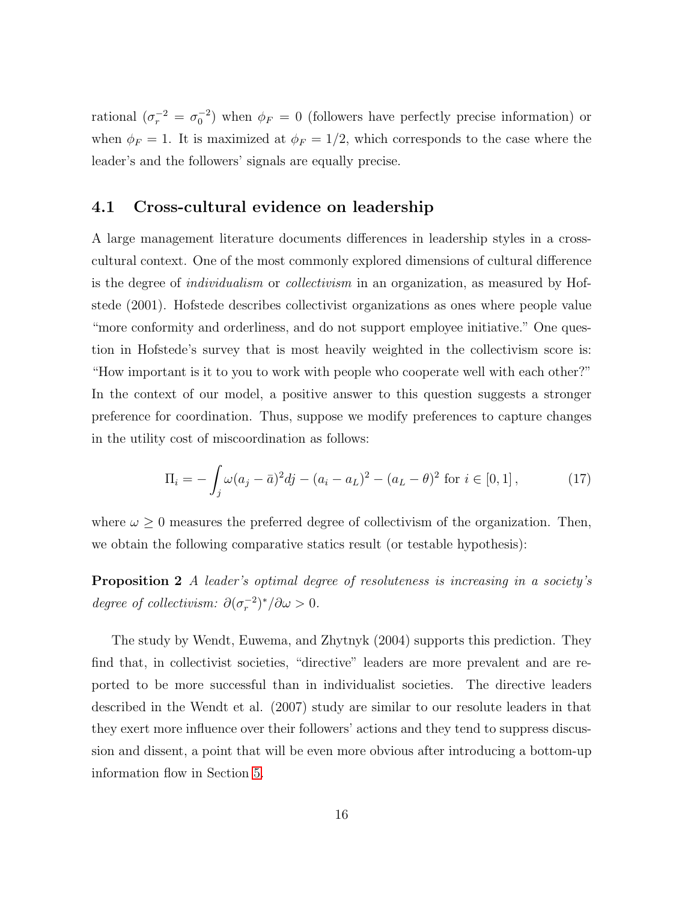rational ($\sigma_r^{-2} = \sigma_0^{-2}$) when $\phi_F = 0$ (followers have perfectly precise information) or when $\phi_F = 1$. It is maximized at $\phi_F = 1/2$, which corresponds to the case where the leader's and the followers' signals are equally precise.

## 4.1 Cross-cultural evidence on leadership

A large management literature documents differences in leadership styles in a cross-cultural context. One of the most commonly explored dimensions of cultural difference is the degree of *individualism* or *collectivism* in an organization, as measured by Hofstede (2001). Hofstede describes collectivist organizations as ones where people value "more conformity and orderliness, and do not support employee initiative." One question in Hofstede's survey that is most heavily weighted in the collectivism score is: "How important is it to you to work with people who cooperate well with each other?" In the context of our model, a positive answer to this question suggests a stronger preference for coordination. Thus, suppose we modify preferences to capture changes in the utility cost of miscoordination as follows:

$$\Pi_i = -\int_j \omega(a_j - \bar{a})^2 dj - (a_i - a_L)^2 - (a_L - \theta)^2 \text{ for } i \in [0, 1], \tag{17}$$

where $\omega \geq 0$ measures the preferred degree of collectivism of the organization. Then, we obtain the following comparative statics result (or testable hypothesis):

**Proposition 2** *A leader's optimal degree of resoluteness is increasing in a society's degree of collectivism:* $\partial(\sigma_r^{-2})^*/\partial\omega > 0$.

The study by Wendt, Euwema, and Zhytnyk (2004) supports this prediction. They find that, in collectivist societies, "directive" leaders are more prevalent and are reported to be more successful than in individualist societies. The directive leaders described in the Wendt et al. (2007) study are similar to our resolute leaders in that they exert more influence over their followers' actions and they tend to suppress discussion and dissent, a point that will be even more obvious after introducing a bottom-up information flow in Section 5.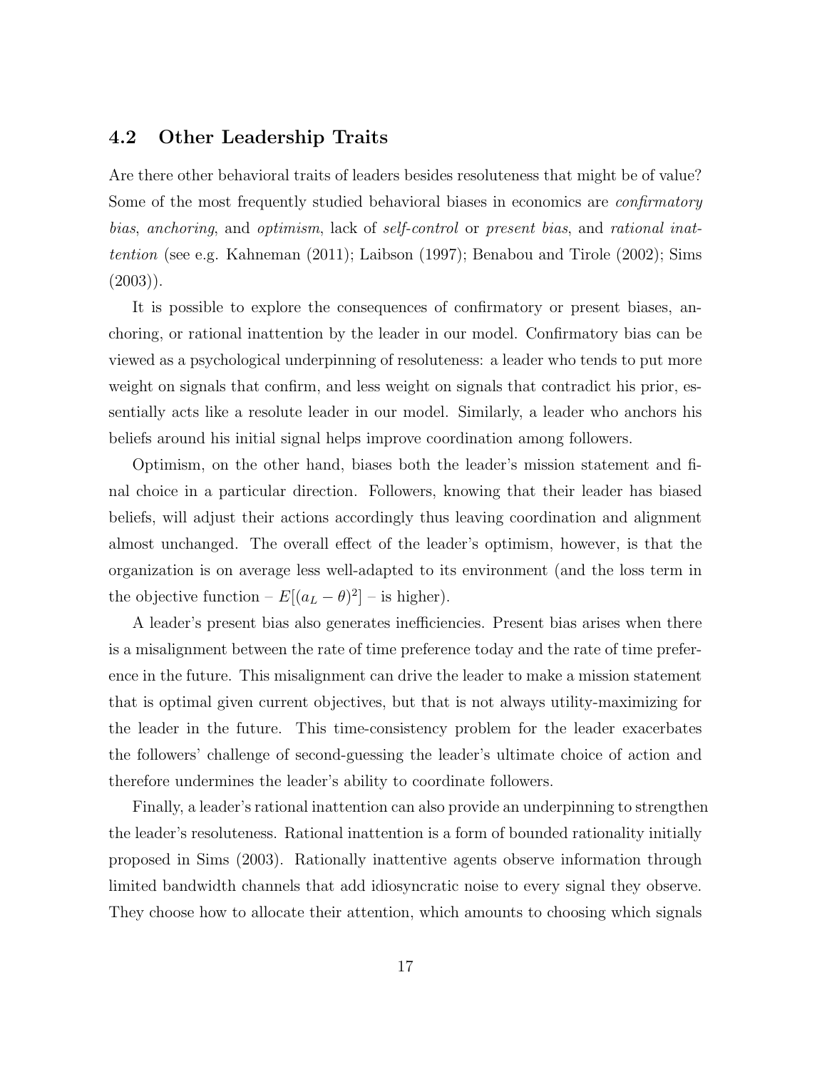## 4.2 Other Leadership Traits

Are there other behavioral traits of leaders besides resoluteness that might be of value? Some of the most frequently studied behavioral biases in economics are *confirmatory bias*, *anchoring*, and *optimism*, lack of *self-control* or *present bias*, and *rational inattention* (see e.g. Kahneman (2011); Laibson (1997); Benabou and Tirole (2002); Sims (2003)).

It is possible to explore the consequences of confirmatory or present biases, anchoring, or rational inattention by the leader in our model. Confirmatory bias can be viewed as a psychological underpinning of resoluteness: a leader who tends to put more weight on signals that confirm, and less weight on signals that contradict his prior, essentially acts like a resolute leader in our model. Similarly, a leader who anchors his beliefs around his initial signal helps improve coordination among followers.

Optimism, on the other hand, biases both the leader's mission statement and final choice in a particular direction. Followers, knowing that their leader has biased beliefs, will adjust their actions accordingly thus leaving coordination and alignment almost unchanged. The overall effect of the leader's optimism, however, is that the organization is on average less well-adapted to its environment (and the loss term in the objective function – $E[(a_L - \theta)^2]$ – is higher).

A leader's present bias also generates inefficiencies. Present bias arises when there is a misalignment between the rate of time preference today and the rate of time preference in the future. This misalignment can drive the leader to make a mission statement that is optimal given current objectives, but that is not always utility-maximizing for the leader in the future. This time-consistency problem for the leader exacerbates the followers' challenge of second-guessing the leader's ultimate choice of action and therefore undermines the leader's ability to coordinate followers.

Finally, a leader's rational inattention can also provide an underpinning to strengthen the leader's resoluteness. Rational inattention is a form of bounded rationality initially proposed in Sims (2003). Rationally inattentive agents observe information through limited bandwidth channels that add idiosyncratic noise to every signal they observe. They choose how to allocate their attention, which amounts to choosing which signals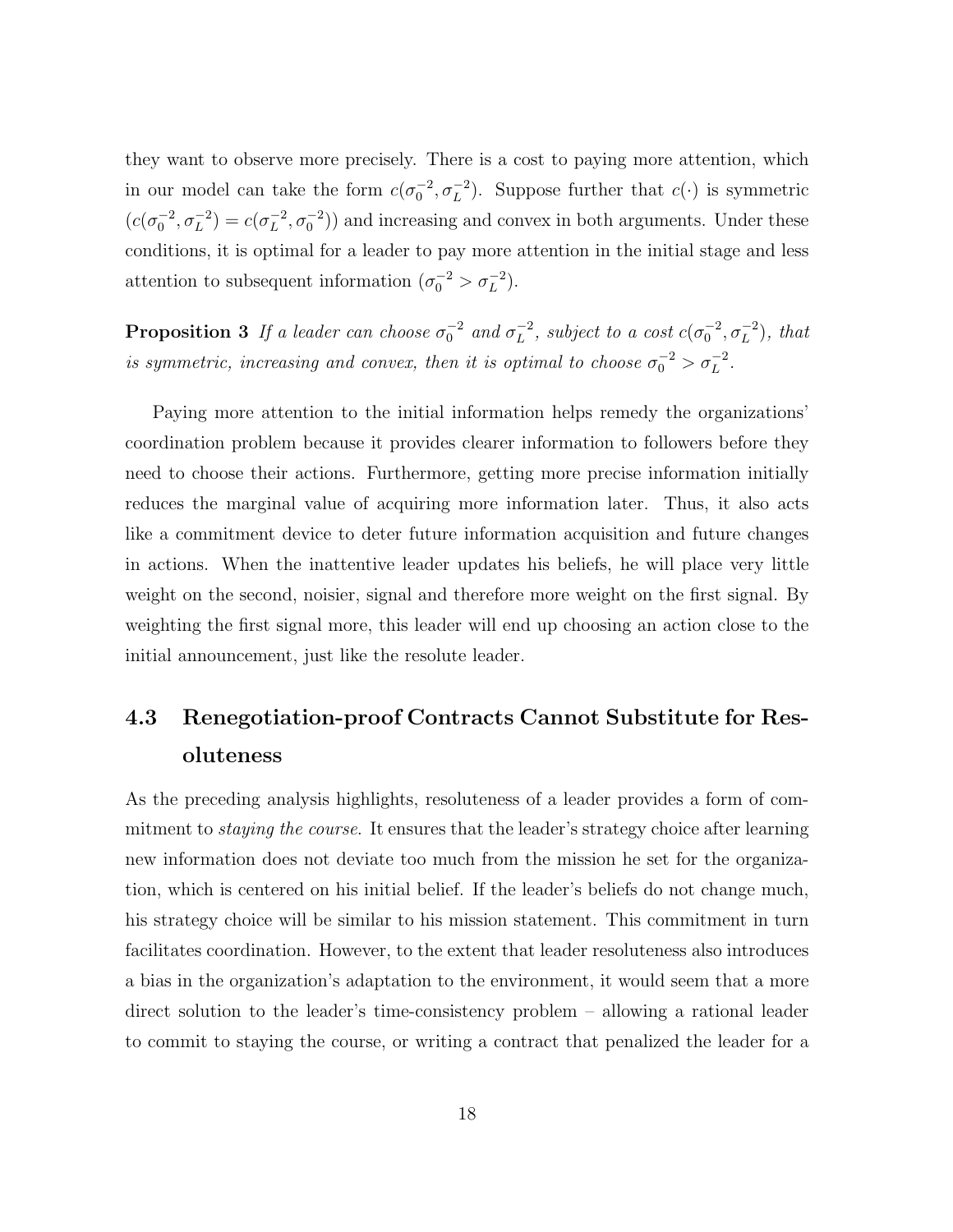they want to observe more precisely. There is a cost to paying more attention, which in our model can take the form $c(\sigma_0^{-2}, \sigma_L^{-2})$. Suppose further that $c(\cdot)$ is symmetric ($c(\sigma_0^{-2}, \sigma_L^{-2}) = c(\sigma_L^{-2}, \sigma_0^{-2})$) and increasing and convex in both arguments. Under these conditions, it is optimal for a leader to pay more attention in the initial stage and less attention to subsequent information ($\sigma_0^{-2} > \sigma_L^{-2}$).

**Proposition 3** *If a leader can choose $\sigma_0^{-2}$ and $\sigma_L^{-2}$, subject to a cost $c(\sigma_0^{-2}, \sigma_L^{-2})$, that is symmetric, increasing and convex, then it is optimal to choose $\sigma_0^{-2} > \sigma_L^{-2}$.*

Paying more attention to the initial information helps remedy the organizations' coordination problem because it provides clearer information to followers before they need to choose their actions. Furthermore, getting more precise information initially reduces the marginal value of acquiring more information later. Thus, it also acts like a commitment device to deter future information acquisition and future changes in actions. When the inattentive leader updates his beliefs, he will place very little weight on the second, noisier, signal and therefore more weight on the first signal. By weighting the first signal more, this leader will end up choosing an action close to the initial announcement, just like the resolute leader.

### 4.3 Renegotiation-proof Contracts Cannot Substitute for Resoluteness

As the preceding analysis highlights, resoluteness of a leader provides a form of commitment to *staying the course*. It ensures that the leader's strategy choice after learning new information does not deviate too much from the mission he set for the organization, which is centered on his initial belief. If the leader's beliefs do not change much, his strategy choice will be similar to his mission statement. This commitment in turn facilitates coordination. However, to the extent that leader resoluteness also introduces a bias in the organization's adaptation to the environment, it would seem that a more direct solution to the leader's time-consistency problem – allowing a rational leader to commit to staying the course, or writing a contract that penalized the leader for a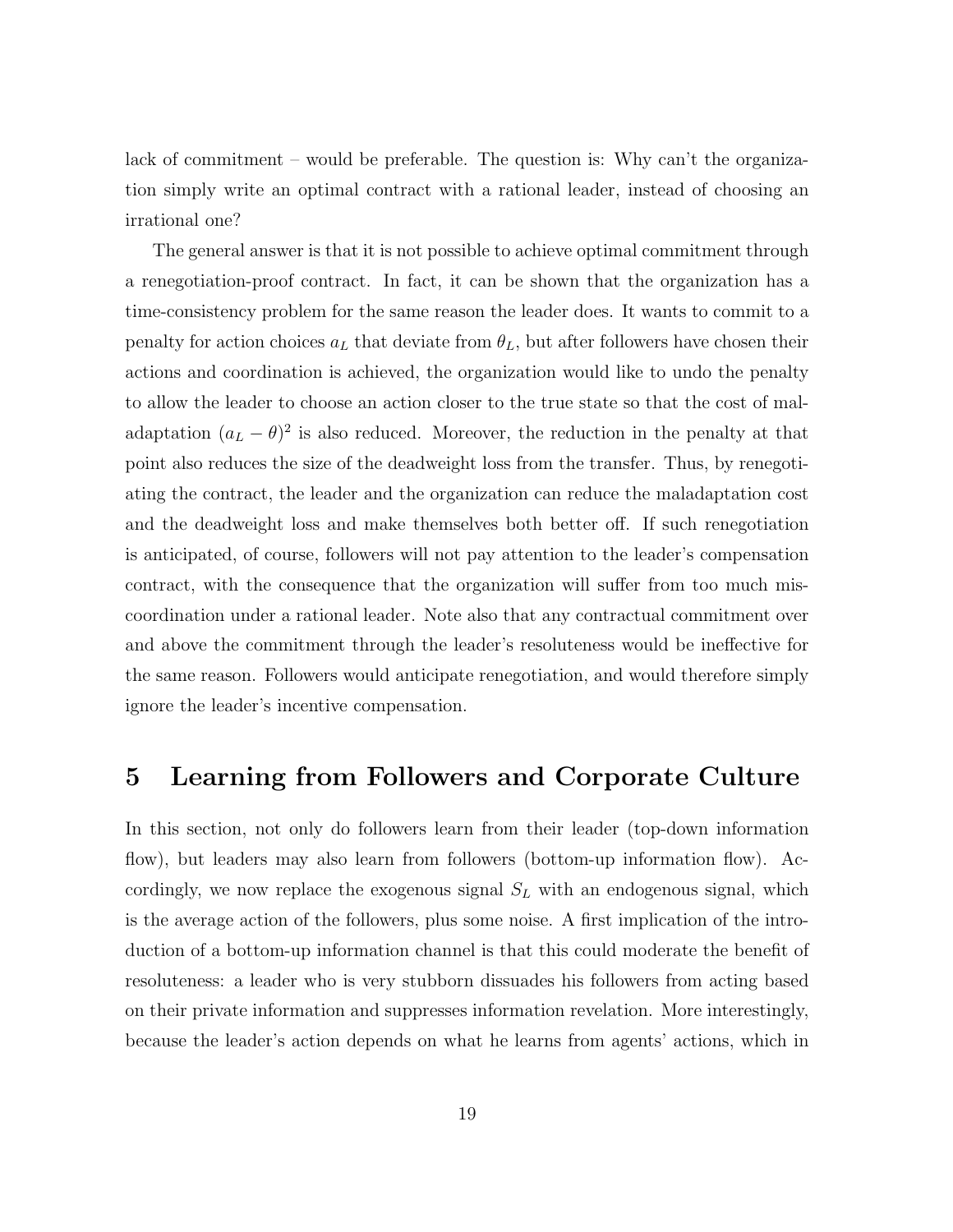lack of commitment – would be preferable. The question is: Why can't the organization simply write an optimal contract with a rational leader, instead of choosing an irrational one?

The general answer is that it is not possible to achieve optimal commitment through a renegotiation-proof contract. In fact, it can be shown that the organization has a time-consistency problem for the same reason the leader does. It wants to commit to a penalty for action choices $a_L$ that deviate from $\theta_L$, but after followers have chosen their actions and coordination is achieved, the organization would like to undo the penalty to allow the leader to choose an action closer to the true state so that the cost of maladaptation $(a_L - \theta)^2$ is also reduced. Moreover, the reduction in the penalty at that point also reduces the size of the deadweight loss from the transfer. Thus, by renegotiating the contract, the leader and the organization can reduce the maladaptation cost and the deadweight loss and make themselves both better off. If such renegotiation is anticipated, of course, followers will not pay attention to the leader's compensation contract, with the consequence that the organization will suffer from too much miscoordination under a rational leader. Note also that any contractual commitment over and above the commitment through the leader's resoluteness would be ineffective for the same reason. Followers would anticipate renegotiation, and would therefore simply ignore the leader's incentive compensation.

# 5 Learning from Followers and Corporate Culture

In this section, not only do followers learn from their leader (top-down information flow), but leaders may also learn from followers (bottom-up information flow). Accordingly, we now replace the exogenous signal $S_L$ with an endogenous signal, which is the average action of the followers, plus some noise. A first implication of the introduction of a bottom-up information channel is that this could moderate the benefit of resoluteness: a leader who is very stubborn dissuades his followers from acting based on their private information and suppresses information revelation. More interestingly, because the leader's action depends on what he learns from agents' actions, which in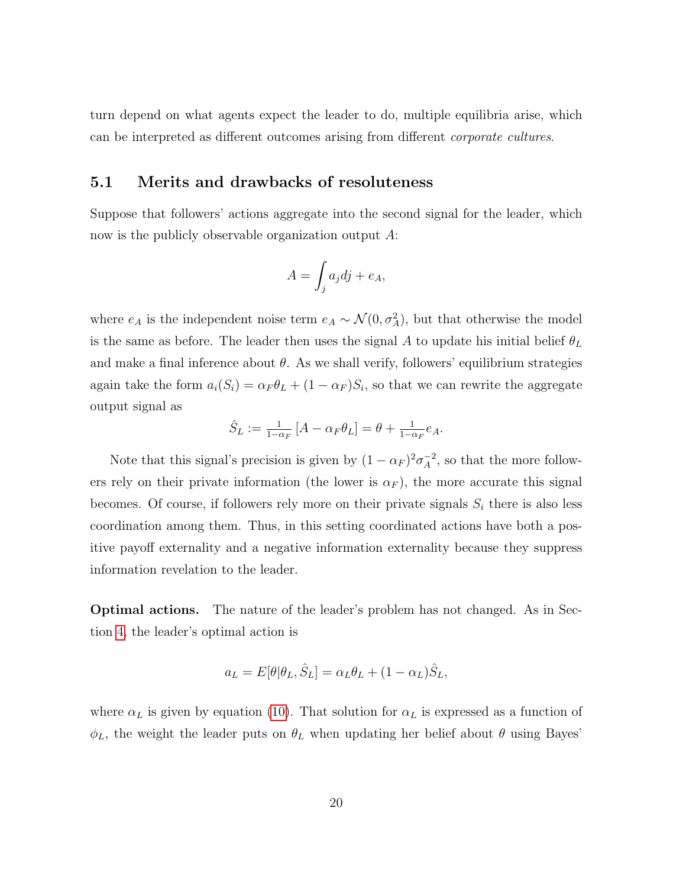turn depend on what agents expect the leader to do, multiple equilibria arise, which can be interpreted as different outcomes arising from different *corporate cultures*.

## 5.1 Merits and drawbacks of resoluteness

Suppose that followers' actions aggregate into the second signal for the leader, which now is the publicly observable organization output $A$:

$$A = \int_j a_j dj + e_A,$$

where $e_A$ is the independent noise term $e_A \sim \mathcal{N}(0, \sigma_A^2)$, but that otherwise the model is the same as before. The leader then uses the signal $A$ to update his initial belief $\theta_L$ and make a final inference about $\theta$. As we shall verify, followers' equilibrium strategies again take the form $a_i(S_i) = \alpha_F \theta_L + (1 - \alpha_F) S_i$, so that we can rewrite the aggregate output signal as

$$\hat{S}_L := \tfrac{1}{1-\alpha_F} \left[ A - \alpha_F \theta_L \right] = \theta + \tfrac{1}{1-\alpha_F} e_A.$$

Note that this signal's precision is given by $(1 - \alpha_F)^2 \sigma_A^{-2}$, so that the more followers rely on their private information (the lower is $\alpha_F$), the more accurate this signal becomes. Of course, if followers rely more on their private signals $S_i$ there is also less coordination among them. Thus, in this setting coordinated actions have both a positive payoff externality and a negative information externality because they suppress information revelation to the leader.

**Optimal actions.** The nature of the leader's problem has not changed. As in Section 4, the leader's optimal action is

$$a_L = E[\theta | \theta_L, \hat{S}_L] = \alpha_L \theta_L + (1 - \alpha_L) \hat{S}_L,$$

where $\alpha_L$ is given by equation (10). That solution for $\alpha_L$ is expressed as a function of $\phi_L$, the weight the leader puts on $\theta_L$ when updating her belief about $\theta$ using Bayes'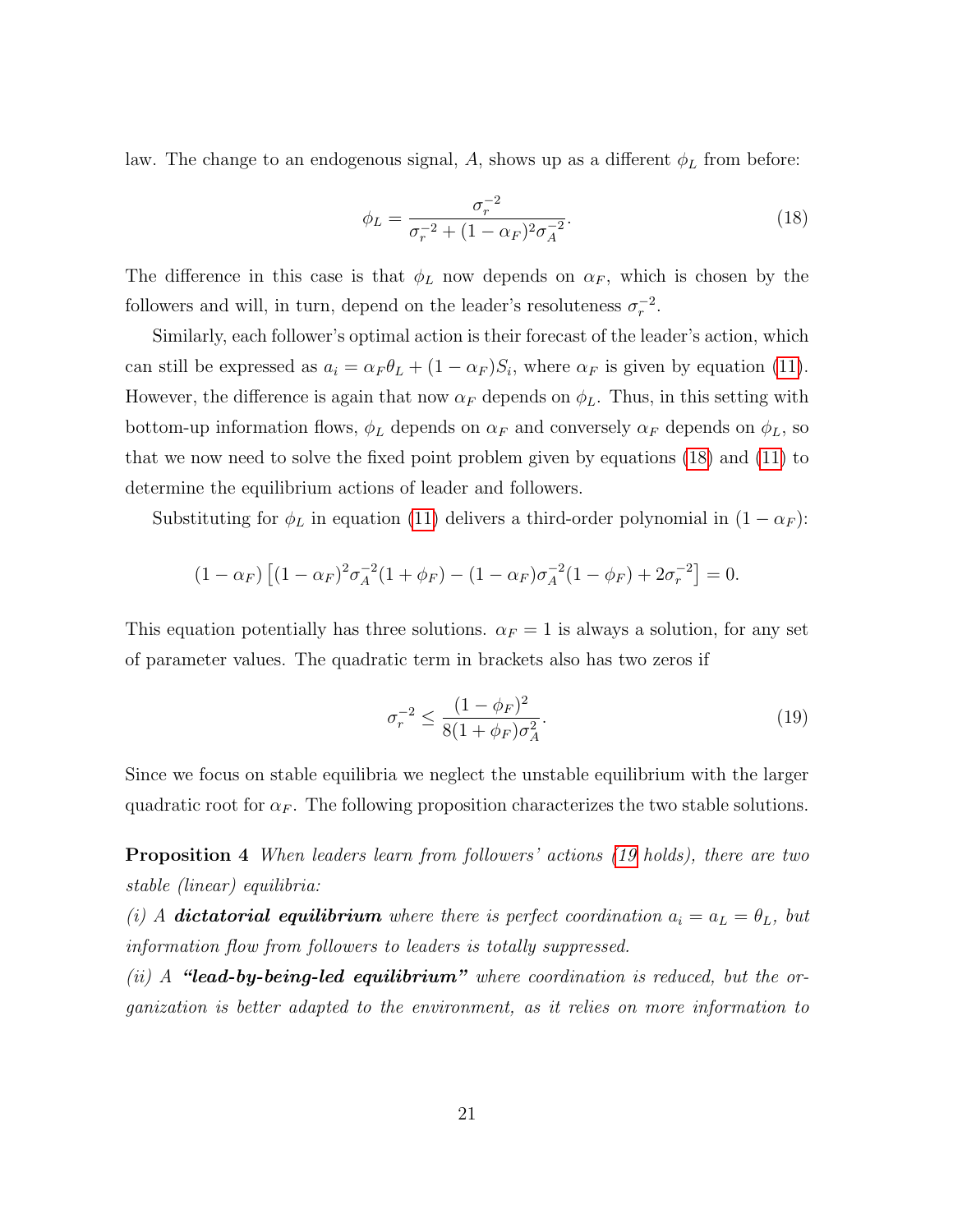law. The change to an endogenous signal, $A$, shows up as a different $\phi_L$ from before:

$$\phi_L = \frac{\sigma_r^{-2}}{\sigma_r^{-2} + (1-\alpha_F)^2 \sigma_A^{-2}}. \tag{18}$$

The difference in this case is that $\phi_L$ now depends on $\alpha_F$, which is chosen by the followers and will, in turn, depend on the leader's resoluteness $\sigma_r^{-2}$.

Similarly, each follower's optimal action is their forecast of the leader's action, which can still be expressed as $a_i = \alpha_F \theta_L + (1-\alpha_F) S_i$, where $\alpha_F$ is given by equation (11). However, the difference is again that now $\alpha_F$ depends on $\phi_L$. Thus, in this setting with bottom-up information flows, $\phi_L$ depends on $\alpha_F$ and conversely $\alpha_F$ depends on $\phi_L$, so that we now need to solve the fixed point problem given by equations (18) and (11) to determine the equilibrium actions of leader and followers.

Substituting for $\phi_L$ in equation (11) delivers a third-order polynomial in $(1-\alpha_F)$:

$$(1-\alpha_F)\left[(1-\alpha_F)^2 \sigma_A^{-2}(1+\phi_F) - (1-\alpha_F)\sigma_A^{-2}(1-\phi_F) + 2\sigma_r^{-2}\right] = 0.$$

This equation potentially has three solutions. $\alpha_F = 1$ is always a solution, for any set of parameter values. The quadratic term in brackets also has two zeros if

$$\sigma_r^{-2} \leq \frac{(1-\phi_F)^2}{8(1+\phi_F)\sigma_A^2}. \tag{19}$$

Since we focus on stable equilibria we neglect the unstable equilibrium with the larger quadratic root for $\alpha_F$. The following proposition characterizes the two stable solutions.

**Proposition 4** *When leaders learn from followers' actions (19 holds), there are two stable (linear) equilibria:*

*(i) A* ***dictatorial equilibrium*** *where there is perfect coordination $a_i = a_L = \theta_L$, but information flow from followers to leaders is totally suppressed.*

*(ii) A* ***"lead-by-being-led equilibrium"*** *where coordination is reduced, but the organization is better adapted to the environment, as it relies on more information to*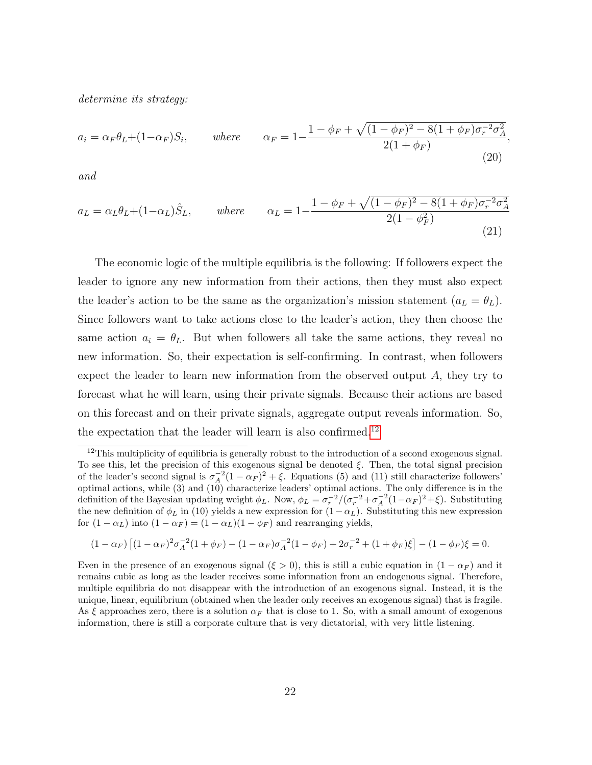*determine its strategy:*

$$a_i = \alpha_F \theta_L + (1-\alpha_F) S_i, \qquad \textit{where} \qquad \alpha_F = 1 - \frac{1 - \phi_F + \sqrt{(1-\phi_F)^2 - 8(1+\phi_F)\sigma_r^{-2}\sigma_A^2}}{2(1+\phi_F)}, \tag{20}$$

*and*

$$a_L = \alpha_L \theta_L + (1-\alpha_L) \hat{S}_L, \qquad \textit{where} \qquad \alpha_L = 1 - \frac{1 - \phi_F + \sqrt{(1-\phi_F)^2 - 8(1+\phi_F)\sigma_r^{-2}\sigma_A^2}}{2(1-\phi_F^2)} \tag{21}$$

The economic logic of the multiple equilibria is the following: If followers expect the leader to ignore any new information from their actions, then they must also expect the leader's action to be the same as the organization's mission statement ($a_L = \theta_L$). Since followers want to take actions close to the leader's action, they then choose the same action $a_i = \theta_L$. But when followers all take the same actions, they reveal no new information. So, their expectation is self-confirming. In contrast, when followers expect the leader to learn new information from the observed output $A$, they try to forecast what he will learn, using their private signals. Because their actions are based on this forecast and on their private signals, aggregate output reveals information. So, the expectation that the leader will learn is also confirmed.[12]

[12]This multiplicity of equilibria is generally robust to the introduction of a second exogenous signal. To see this, let the precision of this exogenous signal be denoted $\xi$. Then, the total signal precision of the leader's second signal is $\sigma_A^{-2}(1-\alpha_F)^2 + \xi$. Equations (5) and (11) still characterize followers' optimal actions, while (3) and (10) characterize leaders' optimal actions. The only difference is in the definition of the Bayesian updating weight $\phi_L$. Now, $\phi_L = \sigma_r^{-2}/(\sigma_r^{-2} + \sigma_A^{-2}(1-\alpha_F)^2 + \xi)$. Substituting the new definition of $\phi_L$ in (10) yields a new expression for $(1-\alpha_L)$. Substituting this new expression for $(1-\alpha_L)$ into $(1-\alpha_F) = (1-\alpha_L)(1-\phi_F)$ and rearranging yields,

$$(1-\alpha_F)\left[(1-\alpha_F)^2\sigma_A^{-2}(1+\phi_F) - (1-\alpha_F)\sigma_A^{-2}(1-\phi_F) + 2\sigma_r^{-2} + (1+\phi_F)\xi\right] - (1-\phi_F)\xi = 0.$$

Even in the presence of an exogenous signal ($\xi > 0$), this is still a cubic equation in $(1-\alpha_F)$ and it remains cubic as long as the leader receives some information from an endogenous signal. Therefore, multiple equilibria do not disappear with the introduction of an exogenous signal. Instead, it is the unique, linear, equilibrium (obtained when the leader only receives an exogenous signal) that is fragile. As $\xi$ approaches zero, there is a solution $\alpha_F$ that is close to 1. So, with a small amount of exogenous information, there is still a corporate culture that is very dictatorial, with very little listening.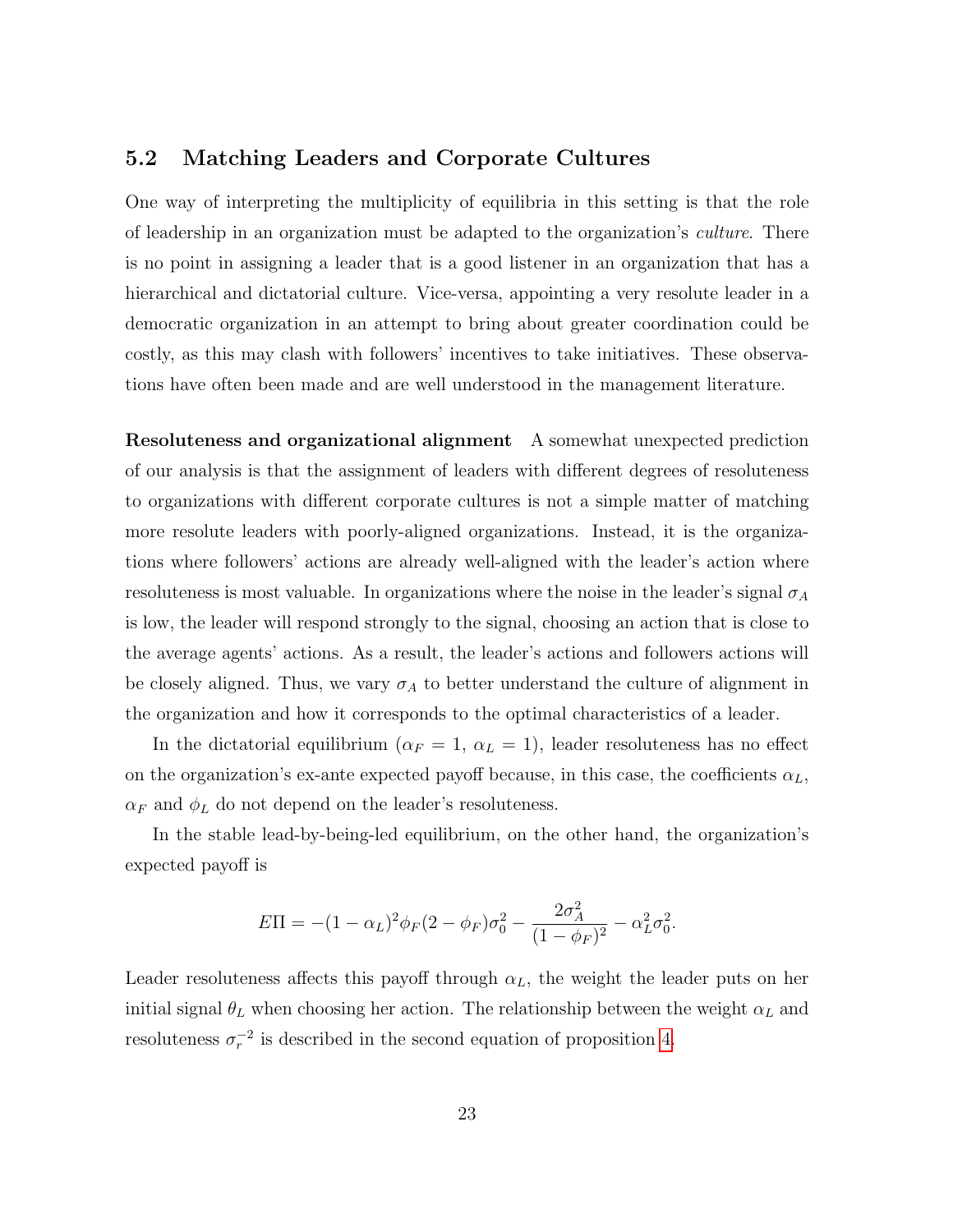## 5.2 Matching Leaders and Corporate Cultures

One way of interpreting the multiplicity of equilibria in this setting is that the role of leadership in an organization must be adapted to the organization's *culture*. There is no point in assigning a leader that is a good listener in an organization that has a hierarchical and dictatorial culture. Vice-versa, appointing a very resolute leader in a democratic organization in an attempt to bring about greater coordination could be costly, as this may clash with followers' incentives to take initiatives. These observations have often been made and are well understood in the management literature.

**Resoluteness and organizational alignment** A somewhat unexpected prediction of our analysis is that the assignment of leaders with different degrees of resoluteness to organizations with different corporate cultures is not a simple matter of matching more resolute leaders with poorly-aligned organizations. Instead, it is the organizations where followers' actions are already well-aligned with the leader's action where resoluteness is most valuable. In organizations where the noise in the leader's signal $\sigma_A$ is low, the leader will respond strongly to the signal, choosing an action that is close to the average agents' actions. As a result, the leader's actions and followers actions will be closely aligned. Thus, we vary $\sigma_A$ to better understand the culture of alignment in the organization and how it corresponds to the optimal characteristics of a leader.

In the dictatorial equilibrium ($\alpha_F = 1$, $\alpha_L = 1$), leader resoluteness has no effect on the organization's ex-ante expected payoff because, in this case, the coefficients $\alpha_L$, $\alpha_F$ and $\phi_L$ do not depend on the leader's resoluteness.

In the stable lead-by-being-led equilibrium, on the other hand, the organization's expected payoff is

$$E\Pi = -(1-\alpha_L)^2\phi_F(2-\phi_F)\sigma_0^2 - \frac{2\sigma_A^2}{(1-\phi_F)^2} - \alpha_L^2\sigma_0^2.$$

Leader resoluteness affects this payoff through $\alpha_L$, the weight the leader puts on her initial signal $\theta_L$ when choosing her action. The relationship between the weight $\alpha_L$ and resoluteness $\sigma_r^{-2}$ is described in the second equation of proposition 4.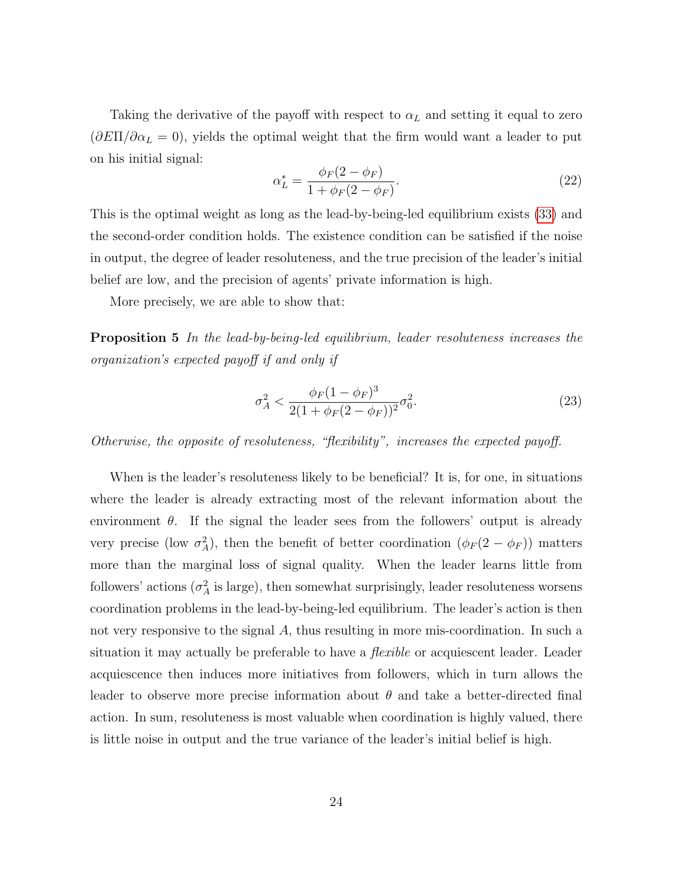Taking the derivative of the payoff with respect to $\alpha_L$ and setting it equal to zero ($\partial E\Pi/\partial \alpha_L = 0$), yields the optimal weight that the firm would want a leader to put on his initial signal:

$$\alpha_L^* = \frac{\phi_F(2-\phi_F)}{1+\phi_F(2-\phi_F)}. \tag{22}$$

This is the optimal weight as long as the lead-by-being-led equilibrium exists (33) and the second-order condition holds. The existence condition can be satisfied if the noise in output, the degree of leader resoluteness, and the true precision of the leader's initial belief are low, and the precision of agents' private information is high.

More precisely, we are able to show that:

**Proposition 5** *In the lead-by-being-led equilibrium, leader resoluteness increases the organization's expected payoff if and only if*

$$\sigma_A^2 < \frac{\phi_F(1-\phi_F)^3}{2(1+\phi_F(2-\phi_F))^2}\sigma_0^2. \tag{23}$$

*Otherwise, the opposite of resoluteness, "flexibility", increases the expected payoff.*

When is the leader's resoluteness likely to be beneficial? It is, for one, in situations where the leader is already extracting most of the relevant information about the environment $\theta$. If the signal the leader sees from the followers' output is already very precise (low $\sigma_A^2$), then the benefit of better coordination ($\phi_F(2-\phi_F)$) matters more than the marginal loss of signal quality. When the leader learns little from followers' actions ($\sigma_A^2$ is large), then somewhat surprisingly, leader resoluteness worsens coordination problems in the lead-by-being-led equilibrium. The leader's action is then not very responsive to the signal $A$, thus resulting in more mis-coordination. In such a situation it may actually be preferable to have a *flexible* or acquiescent leader. Leader acquiescence then induces more initiatives from followers, which in turn allows the leader to observe more precise information about $\theta$ and take a better-directed final action. In sum, resoluteness is most valuable when coordination is highly valued, there is little noise in output and the true variance of the leader's initial belief is high.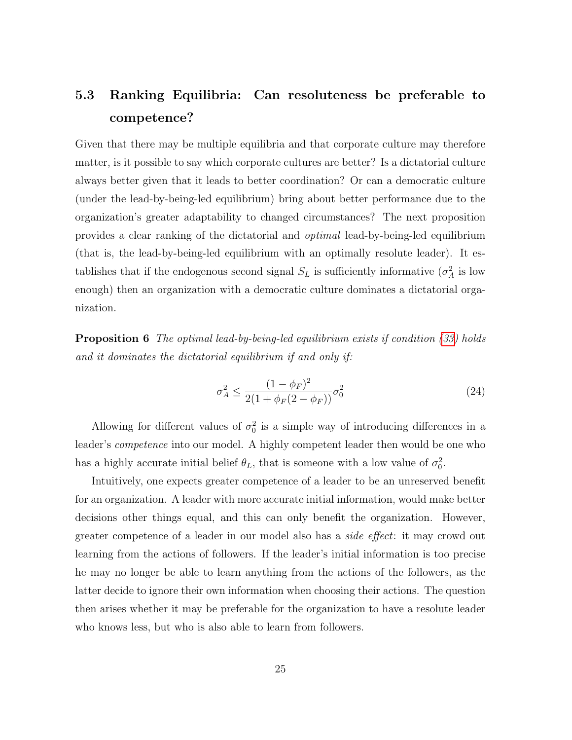## 5.3 Ranking Equilibria: Can resoluteness be preferable to competence?

Given that there may be multiple equilibria and that corporate culture may therefore matter, is it possible to say which corporate cultures are better? Is a dictatorial culture always better given that it leads to better coordination? Or can a democratic culture (under the lead-by-being-led equilibrium) bring about better performance due to the organization's greater adaptability to changed circumstances? The next proposition provides a clear ranking of the dictatorial and *optimal* lead-by-being-led equilibrium (that is, the lead-by-being-led equilibrium with an optimally resolute leader). It establishes that if the endogenous second signal $S_L$ is sufficiently informative ($\sigma_A^2$ is low enough) then an organization with a democratic culture dominates a dictatorial organization.

**Proposition 6** *The optimal lead-by-being-led equilibrium exists if condition (33) holds and it dominates the dictatorial equilibrium if and only if:*

$$\sigma_A^2 \leq \frac{(1-\phi_F)^2}{2(1+\phi_F(2-\phi_F))}\sigma_0^2 \tag{24}$$

Allowing for different values of $\sigma_0^2$ is a simple way of introducing differences in a leader's *competence* into our model. A highly competent leader then would be one who has a highly accurate initial belief $\theta_L$, that is someone with a low value of $\sigma_0^2$.

Intuitively, one expects greater competence of a leader to be an unreserved benefit for an organization. A leader with more accurate initial information, would make better decisions other things equal, and this can only benefit the organization. However, greater competence of a leader in our model also has a *side effect*: it may crowd out learning from the actions of followers. If the leader's initial information is too precise he may no longer be able to learn anything from the actions of the followers, as the latter decide to ignore their own information when choosing their actions. The question then arises whether it may be preferable for the organization to have a resolute leader who knows less, but who is also able to learn from followers.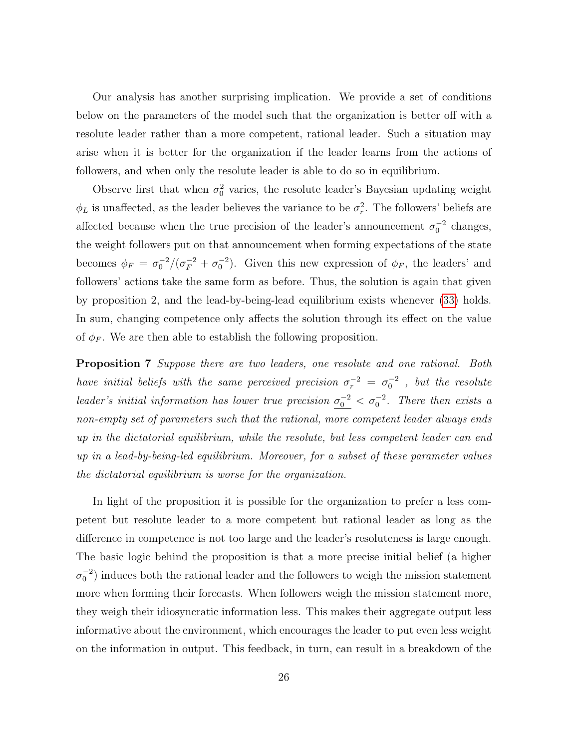Our analysis has another surprising implication. We provide a set of conditions below on the parameters of the model such that the organization is better off with a resolute leader rather than a more competent, rational leader. Such a situation may arise when it is better for the organization if the leader learns from the actions of followers, and when only the resolute leader is able to do so in equilibrium.

Observe first that when $\sigma_0^2$ varies, the resolute leader's Bayesian updating weight $\phi_L$ is unaffected, as the leader believes the variance to be $\sigma_r^2$. The followers' beliefs are affected because when the true precision of the leader's announcement $\sigma_0^{-2}$ changes, the weight followers put on that announcement when forming expectations of the state becomes $\phi_F = \sigma_0^{-2}/(\sigma_F^{-2} + \sigma_0^{-2})$. Given this new expression of $\phi_F$, the leaders' and followers' actions take the same form as before. Thus, the solution is again that given by proposition 2, and the lead-by-being-lead equilibrium exists whenever (33) holds. In sum, changing competence only affects the solution through its effect on the value of $\phi_F$. We are then able to establish the following proposition.

**Proposition 7** *Suppose there are two leaders, one resolute and one rational. Both have initial beliefs with the same perceived precision $\sigma_r^{-2} = \sigma_0^{-2}$, but the resolute leader's initial information has lower true precision $\underline{\sigma_0^{-2}} < \sigma_0^{-2}$. There then exists a non-empty set of parameters such that the rational, more competent leader always ends up in the dictatorial equilibrium, while the resolute, but less competent leader can end up in a lead-by-being-led equilibrium. Moreover, for a subset of these parameter values the dictatorial equilibrium is worse for the organization.*

In light of the proposition it is possible for the organization to prefer a less competent but resolute leader to a more competent but rational leader as long as the difference in competence is not too large and the leader's resoluteness is large enough. The basic logic behind the proposition is that a more precise initial belief (a higher $\sigma_0^{-2}$) induces both the rational leader and the followers to weigh the mission statement more when forming their forecasts. When followers weigh the mission statement more, they weigh their idiosyncratic information less. This makes their aggregate output less informative about the environment, which encourages the leader to put even less weight on the information in output. This feedback, in turn, can result in a breakdown of the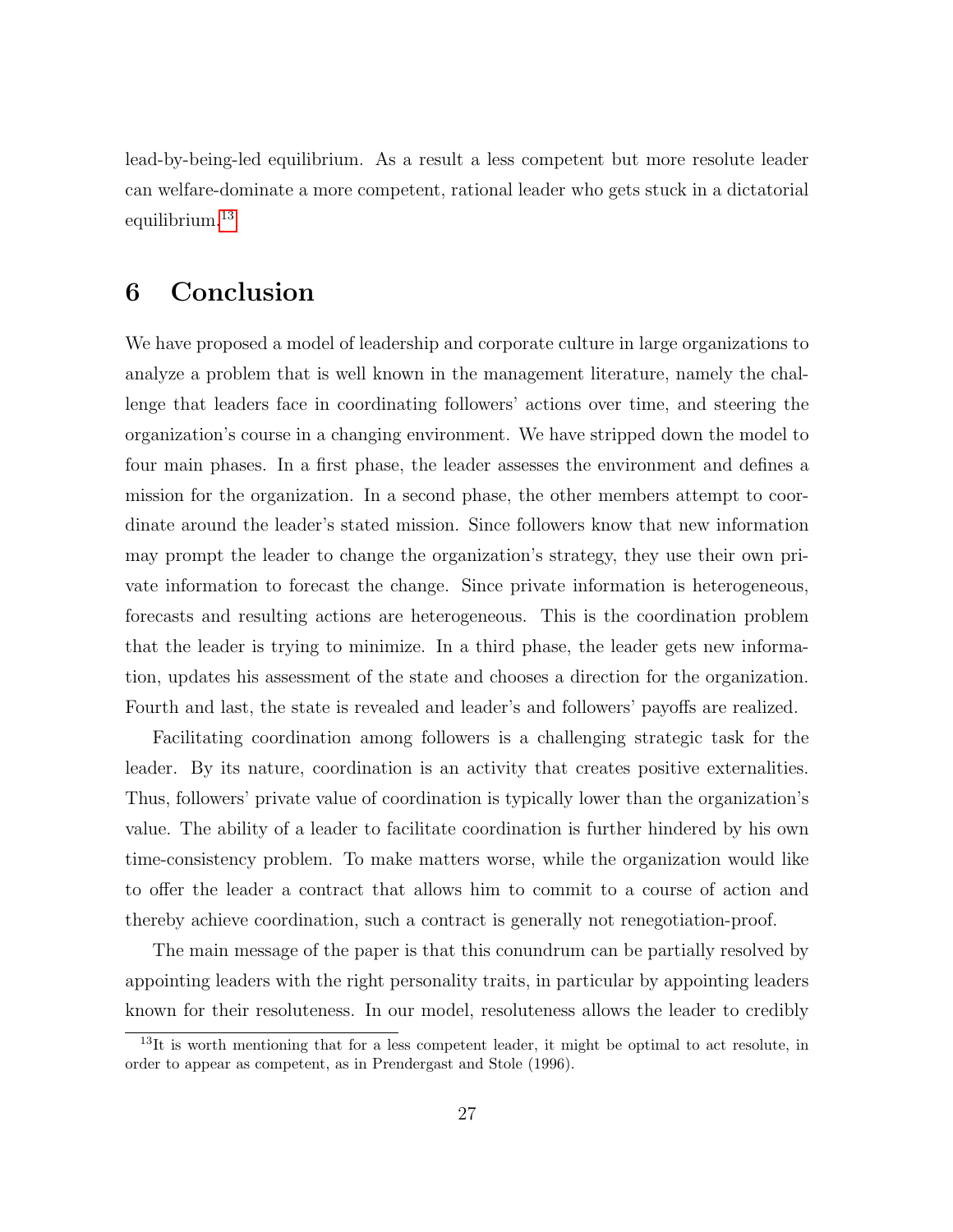lead-by-being-led equilibrium. As a result a less competent but more resolute leader can welfare-dominate a more competent, rational leader who gets stuck in a dictatorial equilibrium.[13]

# 6 Conclusion

We have proposed a model of leadership and corporate culture in large organizations to analyze a problem that is well known in the management literature, namely the challenge that leaders face in coordinating followers' actions over time, and steering the organization's course in a changing environment. We have stripped down the model to four main phases. In a first phase, the leader assesses the environment and defines a mission for the organization. In a second phase, the other members attempt to coordinate around the leader's stated mission. Since followers know that new information may prompt the leader to change the organization's strategy, they use their own private information to forecast the change. Since private information is heterogeneous, forecasts and resulting actions are heterogeneous. This is the coordination problem that the leader is trying to minimize. In a third phase, the leader gets new information, updates his assessment of the state and chooses a direction for the organization. Fourth and last, the state is revealed and leader's and followers' payoffs are realized.

Facilitating coordination among followers is a challenging strategic task for the leader. By its nature, coordination is an activity that creates positive externalities. Thus, followers' private value of coordination is typically lower than the organization's value. The ability of a leader to facilitate coordination is further hindered by his own time-consistency problem. To make matters worse, while the organization would like to offer the leader a contract that allows him to commit to a course of action and thereby achieve coordination, such a contract is generally not renegotiation-proof.

The main message of the paper is that this conundrum can be partially resolved by appointing leaders with the right personality traits, in particular by appointing leaders known for their resoluteness. In our model, resoluteness allows the leader to credibly

[13] It is worth mentioning that for a less competent leader, it might be optimal to act resolute, in order to appear as competent, as in Prendergast and Stole (1996).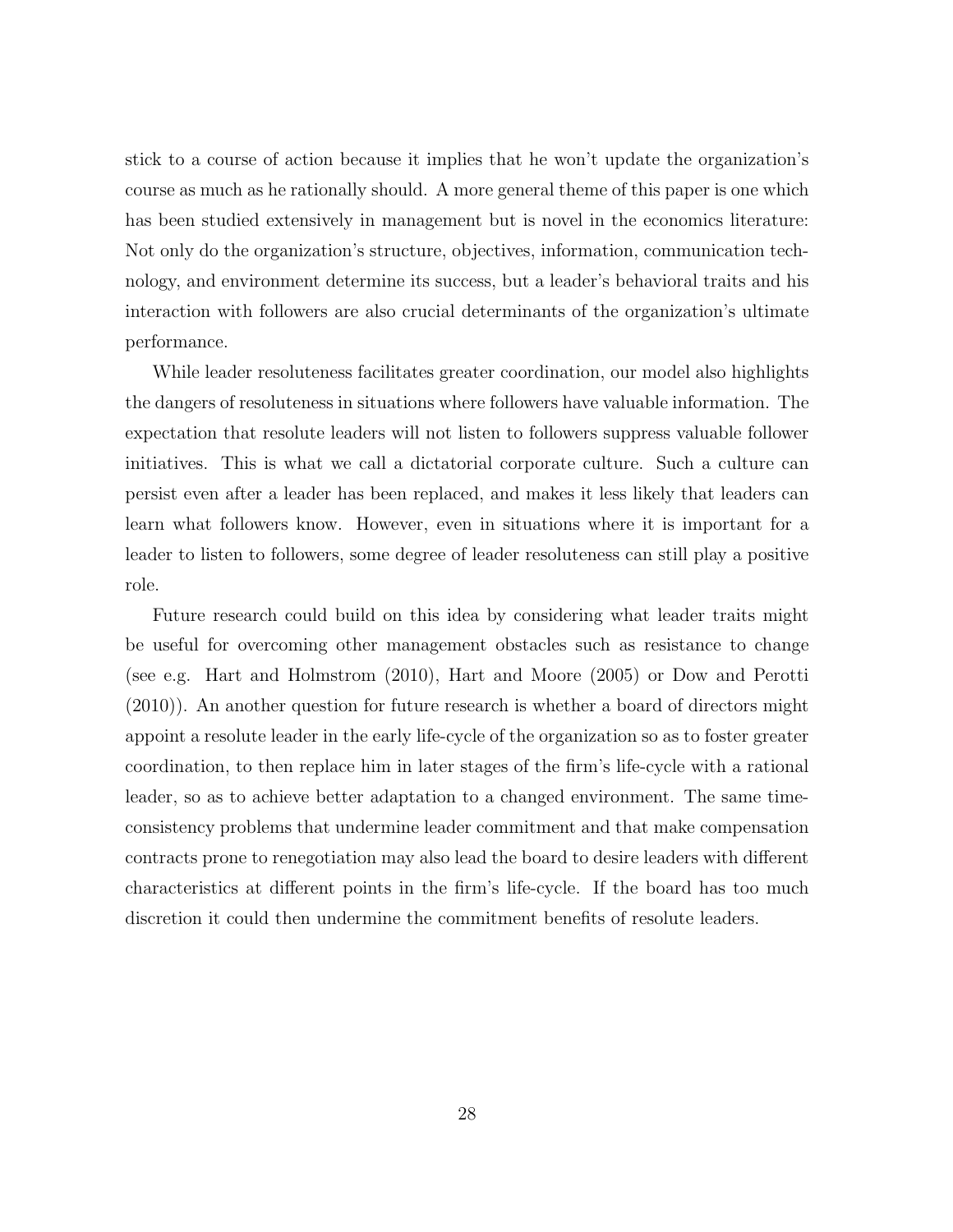stick to a course of action because it implies that he won't update the organization's course as much as he rationally should. A more general theme of this paper is one which has been studied extensively in management but is novel in the economics literature: Not only do the organization's structure, objectives, information, communication technology, and environment determine its success, but a leader's behavioral traits and his interaction with followers are also crucial determinants of the organization's ultimate performance.

While leader resoluteness facilitates greater coordination, our model also highlights the dangers of resoluteness in situations where followers have valuable information. The expectation that resolute leaders will not listen to followers suppress valuable follower initiatives. This is what we call a dictatorial corporate culture. Such a culture can persist even after a leader has been replaced, and makes it less likely that leaders can learn what followers know. However, even in situations where it is important for a leader to listen to followers, some degree of leader resoluteness can still play a positive role.

Future research could build on this idea by considering what leader traits might be useful for overcoming other management obstacles such as resistance to change (see e.g. Hart and Holmstrom (2010), Hart and Moore (2005) or Dow and Perotti (2010)). An another question for future research is whether a board of directors might appoint a resolute leader in the early life-cycle of the organization so as to foster greater coordination, to then replace him in later stages of the firm's life-cycle with a rational leader, so as to achieve better adaptation to a changed environment. The same time-consistency problems that undermine leader commitment and that make compensation contracts prone to renegotiation may also lead the board to desire leaders with different characteristics at different points in the firm's life-cycle. If the board has too much discretion it could then undermine the commitment benefits of resolute leaders.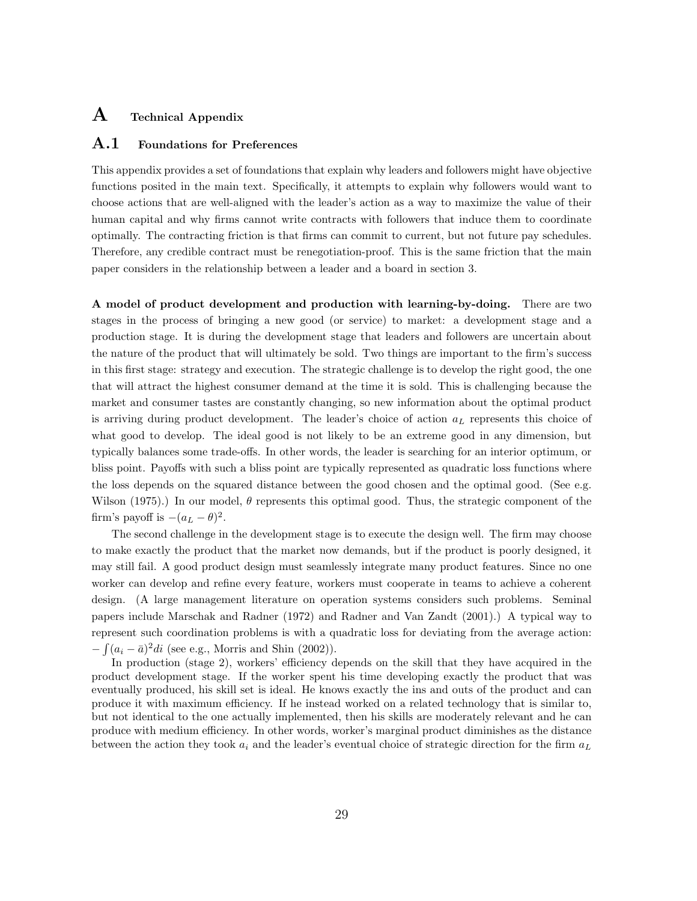# A Technical Appendix

## A.1 Foundations for Preferences

This appendix provides a set of foundations that explain why leaders and followers might have objective functions posited in the main text. Specifically, it attempts to explain why followers would want to choose actions that are well-aligned with the leader's action as a way to maximize the value of their human capital and why firms cannot write contracts with followers that induce them to coordinate optimally. The contracting friction is that firms can commit to current, but not future pay schedules. Therefore, any credible contract must be renegotiation-proof. This is the same friction that the main paper considers in the relationship between a leader and a board in section 3.

**A model of product development and production with learning-by-doing.** There are two stages in the process of bringing a new good (or service) to market: a development stage and a production stage. It is during the development stage that leaders and followers are uncertain about the nature of the product that will ultimately be sold. Two things are important to the firm's success in this first stage: strategy and execution. The strategic challenge is to develop the right good, the one that will attract the highest consumer demand at the time it is sold. This is challenging because the market and consumer tastes are constantly changing, so new information about the optimal product is arriving during product development. The leader's choice of action $a_L$ represents this choice of what good to develop. The ideal good is not likely to be an extreme good in any dimension, but typically balances some trade-offs. In other words, the leader is searching for an interior optimum, or bliss point. Payoffs with such a bliss point are typically represented as quadratic loss functions where the loss depends on the squared distance between the good chosen and the optimal good. (See e.g. Wilson (1975).) In our model, $\theta$ represents this optimal good. Thus, the strategic component of the firm's payoff is $-(a_L - \theta)^2$.

The second challenge in the development stage is to execute the design well. The firm may choose to make exactly the product that the market now demands, but if the product is poorly designed, it may still fail. A good product design must seamlessly integrate many product features. Since no one worker can develop and refine every feature, workers must cooperate in teams to achieve a coherent design. (A large management literature on operation systems considers such problems. Seminal papers include Marschak and Radner (1972) and Radner and Van Zandt (2001).) A typical way to represent such coordination problems is with a quadratic loss for deviating from the average action: $-\int(a_i - \bar{a})^2 di$ (see e.g., Morris and Shin (2002)).

In production (stage 2), workers' efficiency depends on the skill that they have acquired in the product development stage. If the worker spent his time developing exactly the product that was eventually produced, his skill set is ideal. He knows exactly the ins and outs of the product and can produce it with maximum efficiency. If he instead worked on a related technology that is similar to, but not identical to the one actually implemented, then his skills are moderately relevant and he can produce with medium efficiency. In other words, worker's marginal product diminishes as the distance between the action they took $a_i$ and the leader's eventual choice of strategic direction for the firm $a_L$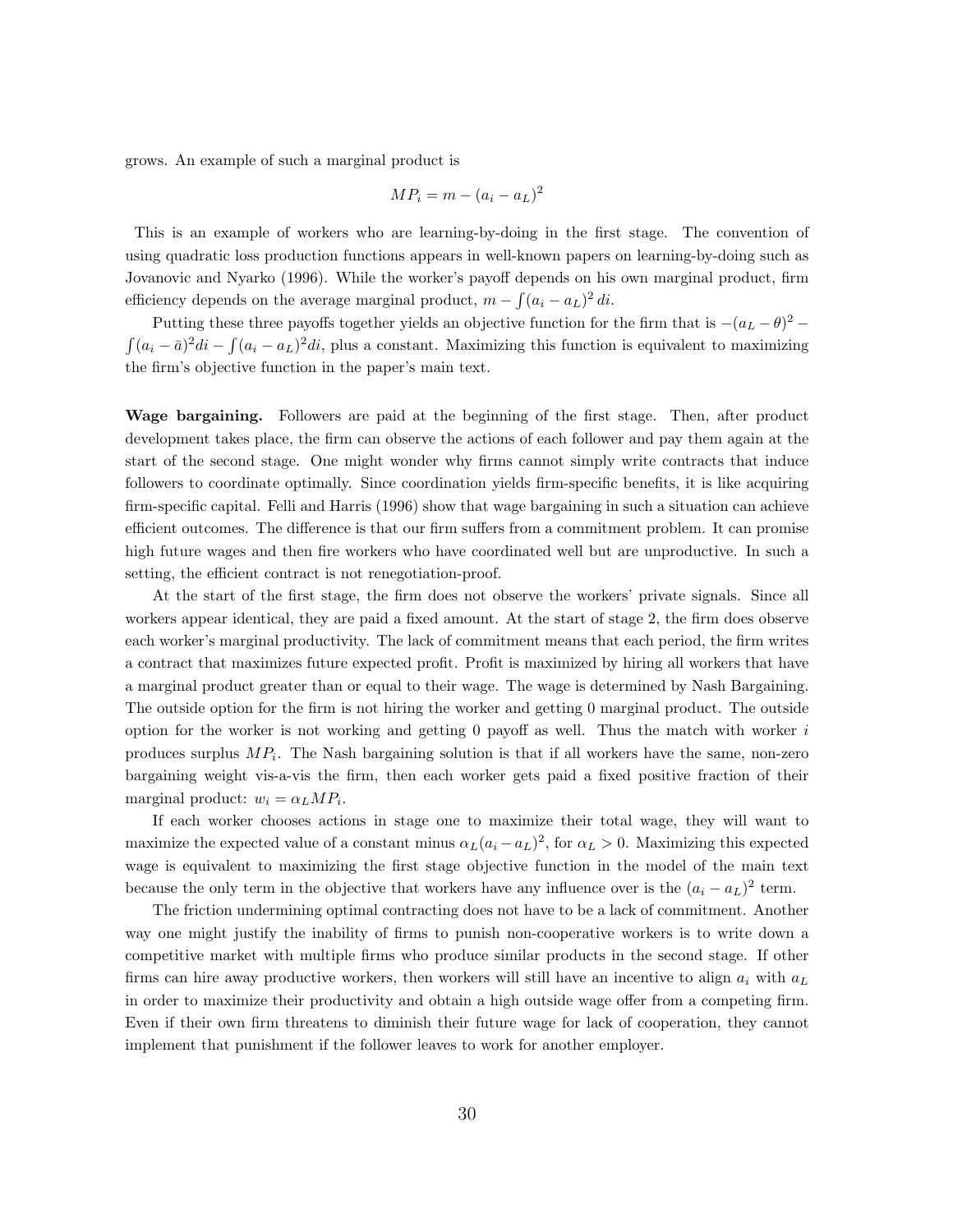grows. An example of such a marginal product is

$$MP_i = m - (a_i - a_L)^2$$

This is an example of workers who are learning-by-doing in the first stage. The convention of using quadratic loss production functions appears in well-known papers on learning-by-doing such as Jovanovic and Nyarko (1996). While the worker's payoff depends on his own marginal product, firm efficiency depends on the average marginal product, $m - \int (a_i - a_L)^2 \, di$.

Putting these three payoffs together yields an objective function for the firm that is $-(a_L - \theta)^2 - \int (a_i - \bar{a})^2 di - \int (a_i - a_L)^2 di$, plus a constant. Maximizing this function is equivalent to maximizing the firm's objective function in the paper's main text.

**Wage bargaining.** Followers are paid at the beginning of the first stage. Then, after product development takes place, the firm can observe the actions of each follower and pay them again at the start of the second stage. One might wonder why firms cannot simply write contracts that induce followers to coordinate optimally. Since coordination yields firm-specific benefits, it is like acquiring firm-specific capital. Felli and Harris (1996) show that wage bargaining in such a situation can achieve efficient outcomes. The difference is that our firm suffers from a commitment problem. It can promise high future wages and then fire workers who have coordinated well but are unproductive. In such a setting, the efficient contract is not renegotiation-proof.

At the start of the first stage, the firm does not observe the workers' private signals. Since all workers appear identical, they are paid a fixed amount. At the start of stage 2, the firm does observe each worker's marginal productivity. The lack of commitment means that each period, the firm writes a contract that maximizes future expected profit. Profit is maximized by hiring all workers that have a marginal product greater than or equal to their wage. The wage is determined by Nash Bargaining. The outside option for the firm is not hiring the worker and getting 0 marginal product. The outside option for the worker is not working and getting 0 payoff as well. Thus the match with worker $i$ produces surplus $MP_i$. The Nash bargaining solution is that if all workers have the same, non-zero bargaining weight vis-a-vis the firm, then each worker gets paid a fixed positive fraction of their marginal product: $w_i = \alpha_L MP_i$.

If each worker chooses actions in stage one to maximize their total wage, they will want to maximize the expected value of a constant minus $\alpha_L(a_i - a_L)^2$, for $\alpha_L > 0$. Maximizing this expected wage is equivalent to maximizing the first stage objective function in the model of the main text because the only term in the objective that workers have any influence over is the $(a_i - a_L)^2$ term.

The friction undermining optimal contracting does not have to be a lack of commitment. Another way one might justify the inability of firms to punish non-cooperative workers is to write down a competitive market with multiple firms who produce similar products in the second stage. If other firms can hire away productive workers, then workers will still have an incentive to align $a_i$ with $a_L$ in order to maximize their productivity and obtain a high outside wage offer from a competing firm. Even if their own firm threatens to diminish their future wage for lack of cooperation, they cannot implement that punishment if the follower leaves to work for another employer.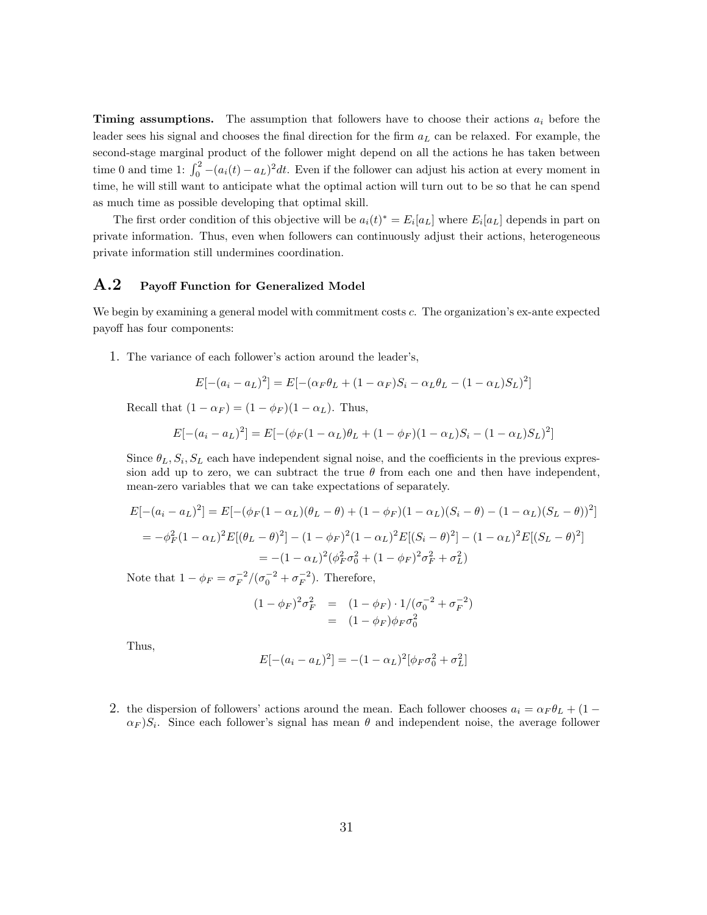**Timing assumptions.** The assumption that followers have to choose their actions $a_i$ before the leader sees his signal and chooses the final direction for the firm $a_L$ can be relaxed. For example, the second-stage marginal product of the follower might depend on all the actions he has taken between time 0 and time 1: $\int_0^2 -(a_i(t) - a_L)^2 dt$. Even if the follower can adjust his action at every moment in time, he will still want to anticipate what the optimal action will turn out to be so that he can spend as much time as possible developing that optimal skill.

The first order condition of this objective will be $a_i(t)^* = E_i[a_L]$ where $E_i[a_L]$ depends in part on private information. Thus, even when followers can continuously adjust their actions, heterogeneous private information still undermines coordination.

## A.2 Payoff Function for Generalized Model

We begin by examining a general model with commitment costs $c$. The organization's ex-ante expected payoff has four components:

1. The variance of each follower's action around the leader's,

$$E[-(a_i - a_L)^2] = E[-(\alpha_F \theta_L + (1-\alpha_F)S_i - \alpha_L \theta_L - (1-\alpha_L)S_L)^2]$$

Recall that $(1-\alpha_F) = (1-\phi_F)(1-\alpha_L)$. Thus,

$$E[-(a_i - a_L)^2] = E[-(\phi_F(1-\alpha_L)\theta_L + (1-\phi_F)(1-\alpha_L)S_i - (1-\alpha_L)S_L)^2]$$

Since $\theta_L, S_i, S_L$ each have independent signal noise, and the coefficients in the previous expression add up to zero, we can subtract the true $\theta$ from each one and then have independent, mean-zero variables that we can take expectations of separately.

$$E[-(a_i - a_L)^2] = E[-(\phi_F(1-\alpha_L)(\theta_L - \theta) + (1-\phi_F)(1-\alpha_L)(S_i - \theta) - (1-\alpha_L)(S_L - \theta))^2]$$

$$= -\phi_F^2(1-\alpha_L)^2 E[(\theta_L - \theta)^2] - (1-\phi_F)^2(1-\alpha_L)^2 E[(S_i - \theta)^2] - (1-\alpha_L)^2 E[(S_L - \theta)^2]$$

$$= -(1-\alpha_L)^2(\phi_F^2 \sigma_0^2 + (1-\phi_F)^2 \sigma_F^2 + \sigma_L^2)$$

Note that $1 - \phi_F = \sigma_F^{-2}/(\sigma_0^{-2} + \sigma_F^{-2})$. Therefore,

$$\begin{aligned}(1-\phi_F)^2 \sigma_F^2 &= (1-\phi_F) \cdot 1/(\sigma_0^{-2} + \sigma_F^{-2}) \\ &= (1-\phi_F)\phi_F \sigma_0^2\end{aligned}$$

Thus,

$$E[-(a_i - a_L)^2] = -(1-\alpha_L)^2[\phi_F \sigma_0^2 + \sigma_L^2]$$

2. the dispersion of followers' actions around the mean. Each follower chooses $a_i = \alpha_F \theta_L + (1 - \alpha_F)S_i$. Since each follower's signal has mean $\theta$ and independent noise, the average follower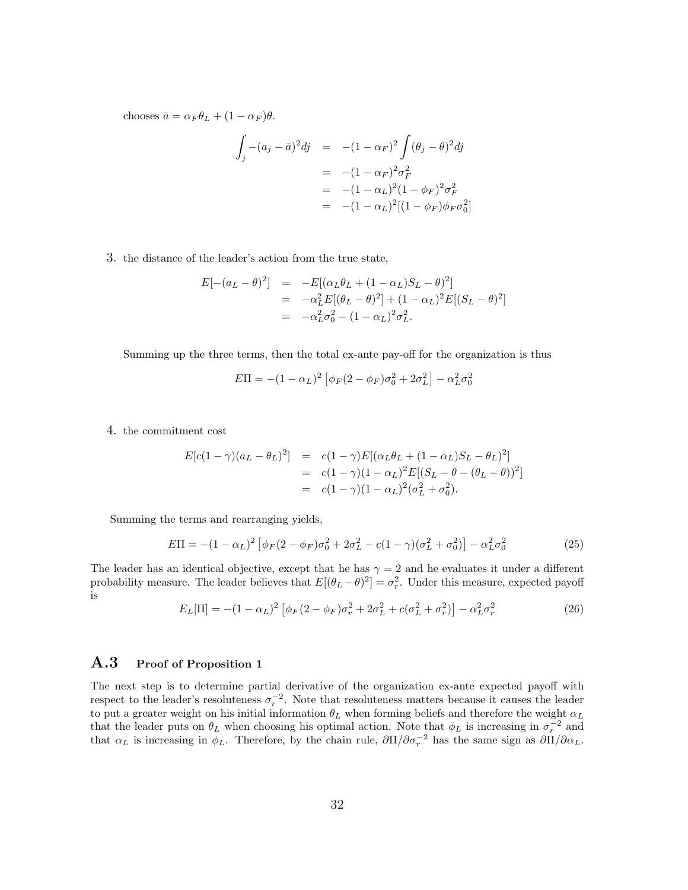chooses $\bar{a} = \alpha_F \theta_L + (1 - \alpha_F)\theta$.

$$
\begin{aligned}
\int_j -(a_j - \bar{a})^2 dj &= -(1-\alpha_F)^2 \int (\theta_j - \theta)^2 dj \\
&= -(1-\alpha_F)^2 \sigma_F^2 \\
&= -(1-\alpha_L)^2 (1-\phi_F)^2 \sigma_F^2 \\
&= -(1-\alpha_L)^2 [(1-\phi_F)\phi_F \sigma_0^2]
\end{aligned}
$$

3. the distance of the leader's action from the true state,

$$
\begin{aligned}
E[-(a_L - \theta)^2] &= -E[(\alpha_L \theta_L + (1-\alpha_L) S_L - \theta)^2] \\
&= -\alpha_L^2 E[(\theta_L - \theta)^2] + (1-\alpha_L)^2 E[(S_L - \theta)^2] \\
&= -\alpha_L^2 \sigma_0^2 - (1-\alpha_L)^2 \sigma_L^2.
\end{aligned}
$$

Summing up the three terms, then the total ex-ante pay-off for the organization is thus

$$
E\Pi = -(1-\alpha_L)^2 \left[ \phi_F (2 - \phi_F) \sigma_0^2 + 2\sigma_L^2 \right] - \alpha_L^2 \sigma_0^2
$$

4. the commitment cost

$$
\begin{aligned}
E[c(1-\gamma)(a_L - \theta_L)^2] &= c(1-\gamma) E[(\alpha_L \theta_L + (1-\alpha_L) S_L - \theta_L)^2] \\
&= c(1-\gamma)(1-\alpha_L)^2 E[(S_L - \theta - (\theta_L - \theta))^2] \\
&= c(1-\gamma)(1-\alpha_L)^2 (\sigma_L^2 + \sigma_0^2).
\end{aligned}
$$

Summing the terms and rearranging yields,

$$
E\Pi = -(1-\alpha_L)^2 \left[ \phi_F (2 - \phi_F) \sigma_0^2 + 2\sigma_L^2 - c(1-\gamma)(\sigma_L^2 + \sigma_0^2) \right] - \alpha_L^2 \sigma_0^2 \tag{25}
$$

The leader has an identical objective, except that he has $\gamma = 2$ and he evaluates it under a different probability measure. The leader believes that $E[(\theta_L - \theta)^2] = \sigma_r^2$. Under this measure, expected payoff is

$$
E_L[\Pi] = -(1-\alpha_L)^2 \left[ \phi_F (2 - \phi_F) \sigma_r^2 + 2\sigma_L^2 + c(\sigma_L^2 + \sigma_r^2) \right] - \alpha_L^2 \sigma_r^2 \tag{26}
$$

## A.3 Proof of Proposition 1

The next step is to determine partial derivative of the organization ex-ante expected payoff with respect to the leader's resoluteness $\sigma_r^{-2}$. Note that resoluteness matters because it causes the leader to put a greater weight on his initial information $\theta_L$ when forming beliefs and therefore the weight $\alpha_L$ that the leader puts on $\theta_L$ when choosing his optimal action. Note that $\phi_L$ is increasing in $\sigma_r^{-2}$ and that $\alpha_L$ is increasing in $\phi_L$. Therefore, by the chain rule, $\partial \Pi / \partial \sigma_r^{-2}$ has the same sign as $\partial \Pi / \partial \alpha_L$.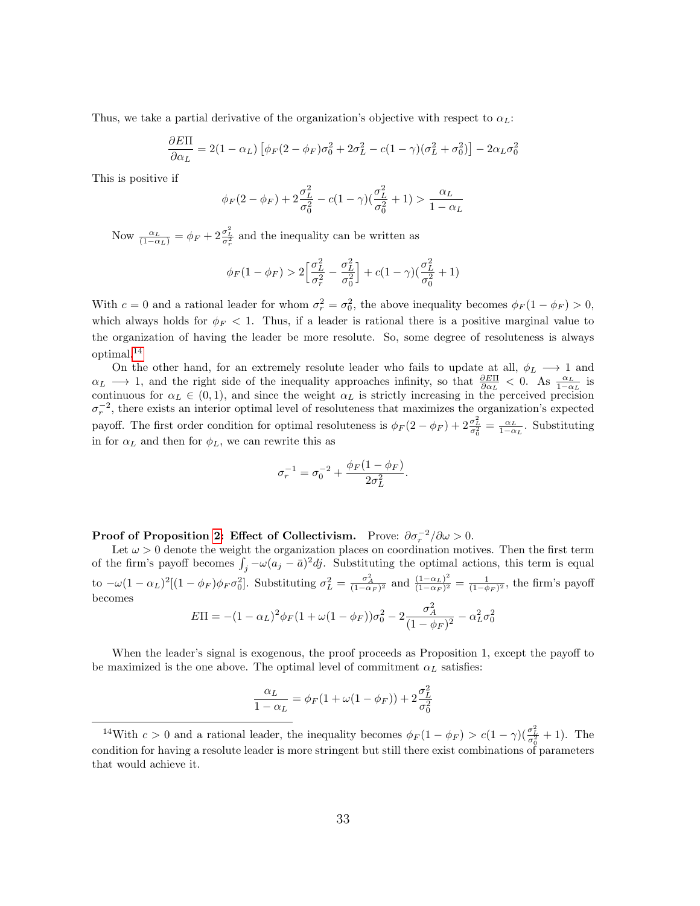Thus, we take a partial derivative of the organization's objective with respect to $\alpha_L$:

$$\frac{\partial E\Pi}{\partial \alpha_L} = 2(1-\alpha_L)\left[\phi_F(2-\phi_F)\sigma_0^2 + 2\sigma_L^2 - c(1-\gamma)(\sigma_L^2+\sigma_0^2)\right] - 2\alpha_L\sigma_0^2$$

This is positive if

$$\phi_F(2-\phi_F) + 2\frac{\sigma_L^2}{\sigma_0^2} - c(1-\gamma)(\frac{\sigma_L^2}{\sigma_0^2}+1) > \frac{\alpha_L}{1-\alpha_L}$$

Now $\frac{\alpha_L}{(1-\alpha_L)} = \phi_F + 2\frac{\sigma_L^2}{\sigma_r^2}$ and the inequality can be written as

$$\phi_F(1-\phi_F) > 2\Big[\frac{\sigma_L^2}{\sigma_r^2} - \frac{\sigma_L^2}{\sigma_0^2}\Big] + c(1-\gamma)(\frac{\sigma_L^2}{\sigma_0^2}+1)$$

With $c = 0$ and a rational leader for whom $\sigma_r^2 = \sigma_0^2$, the above inequality becomes $\phi_F(1-\phi_F) > 0$, which always holds for $\phi_F < 1$. Thus, if a leader is rational there is a positive marginal value to the organization of having the leader be more resolute. So, some degree of resoluteness is always optimal.[14]

On the other hand, for an extremely resolute leader who fails to update at all, $\phi_L \longrightarrow 1$ and $\alpha_L \longrightarrow 1$, and the right side of the inequality approaches infinity, so that $\frac{\partial E\Pi}{\partial \alpha_L} < 0$. As $\frac{\alpha_L}{1-\alpha_L}$ is continuous for $\alpha_L \in (0,1)$, and since the weight $\alpha_L$ is strictly increasing in the perceived precision $\sigma_r^{-2}$, there exists an interior optimal level of resoluteness that maximizes the organization's expected payoff. The first order condition for optimal resoluteness is $\phi_F(2-\phi_F) + 2\frac{\sigma_L^2}{\sigma_0^2} = \frac{\alpha_L}{1-\alpha_L}$. Substituting in for $\alpha_L$ and then for $\phi_L$, we can rewrite this as

$$\sigma_r^{-1} = \sigma_0^{-2} + \frac{\phi_F(1-\phi_F)}{2\sigma_L^2}.$$

**Proof of Proposition 2: Effect of Collectivism.** Prove: $\partial\sigma_r^{-2}/\partial\omega > 0$.

Let $\omega > 0$ denote the weight the organization places on coordination motives. Then the first term of the firm's payoff becomes $\int_j -\omega(a_j - \bar{a})^2 dj$. Substituting the optimal actions, this term is equal to $-\omega(1-\alpha_L)^2[(1-\phi_F)\phi_F\sigma_0^2]$. Substituting $\sigma_L^2 = \frac{\sigma_A^2}{(1-\alpha_F)^2}$ and $\frac{(1-\alpha_L)^2}{(1-\alpha_F)^2} = \frac{1}{(1-\phi_F)^2}$, the firm's payoff becomes

$$E\Pi = -(1-\alpha_L)^2\phi_F(1+\omega(1-\phi_F))\sigma_0^2 - 2\frac{\sigma_A^2}{(1-\phi_F)^2} - \alpha_L^2\sigma_0^2$$

When the leader's signal is exogenous, the proof proceeds as Proposition 1, except the payoff to be maximized is the one above. The optimal level of commitment $\alpha_L$ satisfies:

$$\frac{\alpha_L}{1-\alpha_L} = \phi_F(1+\omega(1-\phi_F)) + 2\frac{\sigma_L^2}{\sigma_0^2}$$

[14] With $c > 0$ and a rational leader, the inequality becomes $\phi_F(1-\phi_F) > c(1-\gamma)(\frac{\sigma_L^2}{\sigma_0^2}+1)$. The condition for having a resolute leader is more stringent but still there exist combinations of parameters that would achieve it.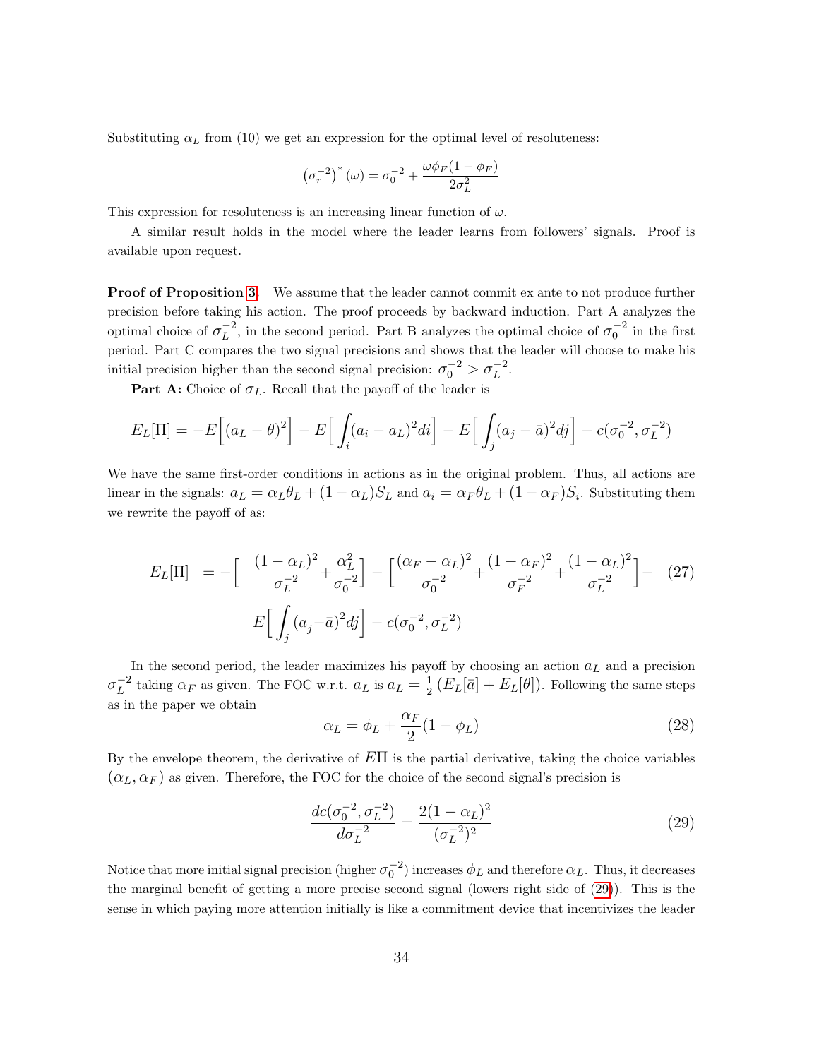Substituting $\alpha_L$ from (10) we get an expression for the optimal level of resoluteness:

$$\left(\sigma_r^{-2}\right)^*(\omega) = \sigma_0^{-2} + \frac{\omega\phi_F(1-\phi_F)}{2\sigma_L^2}$$

This expression for resoluteness is an increasing linear function of $\omega$.

A similar result holds in the model where the leader learns from followers' signals. Proof is available upon request.

**Proof of Proposition 3.** We assume that the leader cannot commit ex ante to not produce further precision before taking his action. The proof proceeds by backward induction. Part A analyzes the optimal choice of $\sigma_L^{-2}$, in the second period. Part B analyzes the optimal choice of $\sigma_0^{-2}$ in the first period. Part C compares the two signal precisions and shows that the leader will choose to make his initial precision higher than the second signal precision: $\sigma_0^{-2} > \sigma_L^{-2}$.

**Part A:** Choice of $\sigma_L$. Recall that the payoff of the leader is

$$E_L[\Pi] = -E\Big[(a_L-\theta)^2\Big] - E\Big[\int_i (a_i - a_L)^2 di\Big] - E\Big[\int_j (a_j - \bar{a})^2 dj\Big] - c(\sigma_0^{-2}, \sigma_L^{-2})$$

We have the same first-order conditions in actions as in the original problem. Thus, all actions are linear in the signals: $a_L = \alpha_L\theta_L + (1-\alpha_L)S_L$ and $a_i = \alpha_F\theta_L + (1-\alpha_F)S_i$. Substituting them we rewrite the payoff of as:

$$\begin{aligned} E_L[\Pi] &= -\Big[\frac{(1-\alpha_L)^2}{\sigma_L^{-2}} + \frac{\alpha_L^2}{\sigma_0^{-2}}\Big] - \Big[\frac{(\alpha_F-\alpha_L)^2}{\sigma_0^{-2}} + \frac{(1-\alpha_F)^2}{\sigma_F^{-2}} + \frac{(1-\alpha_L)^2}{\sigma_L^{-2}}\Big] - \\ &\quad E\Big[\int_j (a_j - \bar{a})^2 dj\Big] - c(\sigma_0^{-2}, \sigma_L^{-2}) \end{aligned} \tag{27}$$

In the second period, the leader maximizes his payoff by choosing an action $a_L$ and a precision $\sigma_L^{-2}$ taking $\alpha_F$ as given. The FOC w.r.t. $a_L$ is $a_L = \frac{1}{2}\left(E_L[\bar{a}] + E_L[\theta]\right)$. Following the same steps as in the paper we obtain

$$\alpha_L = \phi_L + \frac{\alpha_F}{2}(1-\phi_L) \tag{28}$$

By the envelope theorem, the derivative of $E\Pi$ is the partial derivative, taking the choice variables $(\alpha_L, \alpha_F)$ as given. Therefore, the FOC for the choice of the second signal's precision is

$$\frac{dc(\sigma_0^{-2}, \sigma_L^{-2})}{d\sigma_L^{-2}} = \frac{2(1-\alpha_L)^2}{(\sigma_L^{-2})^2} \tag{29}$$

Notice that more initial signal precision (higher $\sigma_0^{-2}$) increases $\phi_L$ and therefore $\alpha_L$. Thus, it decreases the marginal benefit of getting a more precise second signal (lowers right side of (29)). This is the sense in which paying more attention initially is like a commitment device that incentivizes the leader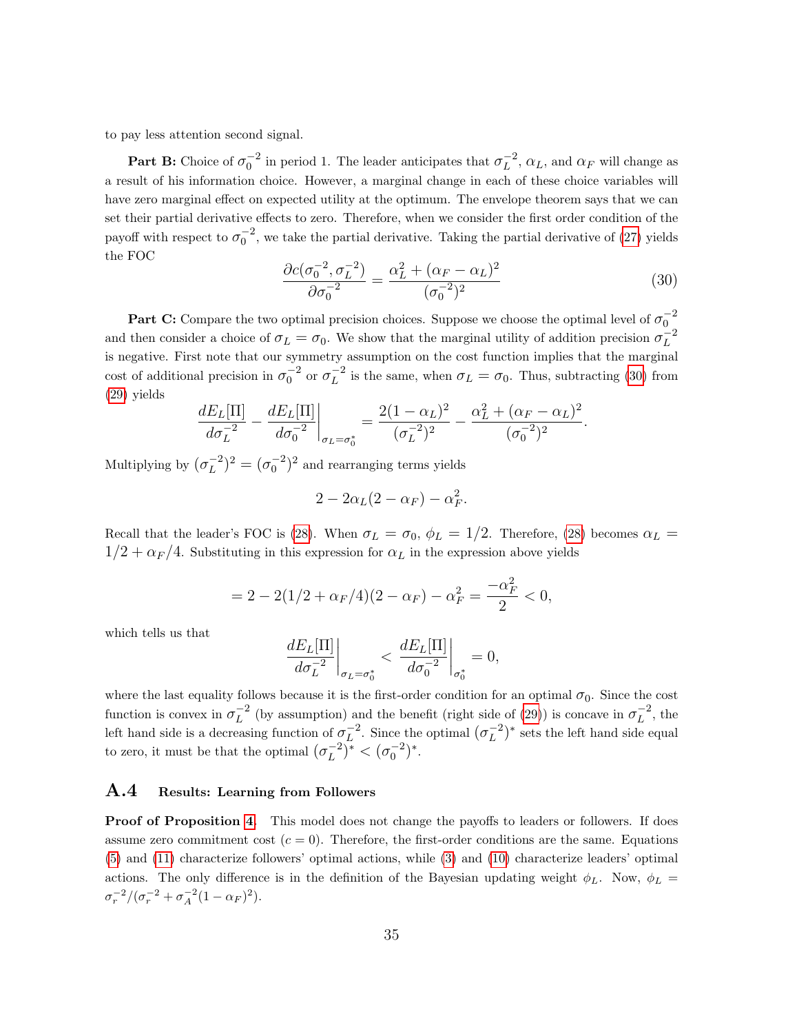to pay less attention second signal.

**Part B:** Choice of $\sigma_0^{-2}$ in period 1. The leader anticipates that $\sigma_L^{-2}$, $\alpha_L$, and $\alpha_F$ will change as a result of his information choice. However, a marginal change in each of these choice variables will have zero marginal effect on expected utility at the optimum. The envelope theorem says that we can set their partial derivative effects to zero. Therefore, when we consider the first order condition of the payoff with respect to $\sigma_0^{-2}$, we take the partial derivative. Taking the partial derivative of (27) yields the FOC

$$\frac{\partial c(\sigma_0^{-2}, \sigma_L^{-2})}{\partial \sigma_0^{-2}} = \frac{\alpha_L^2 + (\alpha_F - \alpha_L)^2}{(\sigma_0^{-2})^2} \tag{30}$$

**Part C:** Compare the two optimal precision choices. Suppose we choose the optimal level of $\sigma_0^{-2}$ and then consider a choice of $\sigma_L = \sigma_0$. We show that the marginal utility of addition precision $\sigma_L^{-2}$ is negative. First note that our symmetry assumption on the cost function implies that the marginal cost of additional precision in $\sigma_0^{-2}$ or $\sigma_L^{-2}$ is the same, when $\sigma_L = \sigma_0$. Thus, subtracting (30) from (29) yields

$$\frac{dE_L[\Pi]}{d\sigma_L^{-2}} - \left.\frac{dE_L[\Pi]}{d\sigma_0^{-2}}\right|_{\sigma_L = \sigma_0^*} = \frac{2(1-\alpha_L)^2}{(\sigma_L^{-2})^2} - \frac{\alpha_L^2 + (\alpha_F - \alpha_L)^2}{(\sigma_0^{-2})^2}.$$

Multiplying by $(\sigma_L^{-2})^2 = (\sigma_0^{-2})^2$ and rearranging terms yields

$$2 - 2\alpha_L(2 - \alpha_F) - \alpha_F^2.$$

Recall that the leader's FOC is (28). When $\sigma_L = \sigma_0$, $\phi_L = 1/2$. Therefore, (28) becomes $\alpha_L = 1/2 + \alpha_F/4$. Substituting in this expression for $\alpha_L$ in the expression above yields

$$= 2 - 2(1/2 + \alpha_F/4)(2 - \alpha_F) - \alpha_F^2 = \frac{-\alpha_F^2}{2} < 0,$$

which tells us that

$$\left.\frac{dE_L[\Pi]}{d\sigma_L^{-2}}\right|_{\sigma_L = \sigma_0^*} < \left.\frac{dE_L[\Pi]}{d\sigma_0^{-2}}\right|_{\sigma_0^*} = 0,$$

where the last equality follows because it is the first-order condition for an optimal $\sigma_0$. Since the cost function is convex in $\sigma_L^{-2}$ (by assumption) and the benefit (right side of (29)) is concave in $\sigma_L^{-2}$, the left hand side is a decreasing function of $\sigma_L^{-2}$. Since the optimal $(\sigma_L^{-2})^*$ sets the left hand side equal to zero, it must be that the optimal $(\sigma_L^{-2})^* < (\sigma_0^{-2})^*$.

## A.4 Results: Learning from Followers

**Proof of Proposition 4.** This model does not change the payoffs to leaders or followers. If does assume zero commitment cost ($c = 0$). Therefore, the first-order conditions are the same. Equations (5) and (11) characterize followers' optimal actions, while (3) and (10) characterize leaders' optimal actions. The only difference is in the definition of the Bayesian updating weight $\phi_L$. Now, $\phi_L = \sigma_r^{-2}/(\sigma_r^{-2} + \sigma_A^{-2}(1 - \alpha_F)^2)$.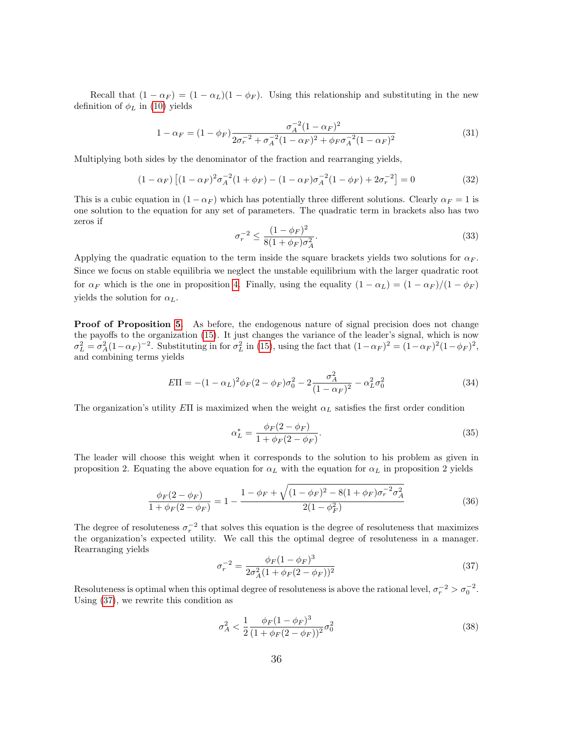Recall that $(1-\alpha_F) = (1-\alpha_L)(1-\phi_F)$. Using this relationship and substituting in the new definition of $\phi_L$ in (10) yields

$$1-\alpha_F = (1-\phi_F)\frac{\sigma_A^{-2}(1-\alpha_F)^2}{2\sigma_r^{-2} + \sigma_A^{-2}(1-\alpha_F)^2 + \phi_F\sigma_A^{-2}(1-\alpha_F)^2} \tag{31}$$

Multiplying both sides by the denominator of the fraction and rearranging yields,

$$(1-\alpha_F)\left[(1-\alpha_F)^2\sigma_A^{-2}(1+\phi_F) - (1-\alpha_F)\sigma_A^{-2}(1-\phi_F) + 2\sigma_r^{-2}\right] = 0 \tag{32}$$

This is a cubic equation in $(1-\alpha_F)$ which has potentially three different solutions. Clearly $\alpha_F = 1$ is one solution to the equation for any set of parameters. The quadratic term in brackets also has two zeros if

$$\sigma_r^{-2} \leq \frac{(1-\phi_F)^2}{8(1+\phi_F)\sigma_A^2}. \tag{33}$$

Applying the quadratic equation to the term inside the square brackets yields two solutions for $\alpha_F$. Since we focus on stable equilibria we neglect the unstable equilibrium with the larger quadratic root for $\alpha_F$ which is the one in proposition 4. Finally, using the equality $(1-\alpha_L) = (1-\alpha_F)/(1-\phi_F)$ yields the solution for $\alpha_L$.

**Proof of Proposition 5.** As before, the endogenous nature of signal precision does not change the payoffs to the organization (15). It just changes the variance of the leader's signal, which is now $\sigma_L^2 = \sigma_A^2(1-\alpha_F)^{-2}$. Substituting in for $\sigma_L^2$ in (15), using the fact that $(1-\alpha_F)^2 = (1-\alpha_F)^2(1-\phi_F)^2$, and combining terms yields

$$E\Pi = -(1-\alpha_L)^2\phi_F(2-\phi_F)\sigma_0^2 - 2\frac{\sigma_A^2}{(1-\alpha_F)^2} - \alpha_L^2\sigma_0^2 \tag{34}$$

The organization's utility $E\Pi$ is maximized when the weight $\alpha_L$ satisfies the first order condition

$$\alpha_L^* = \frac{\phi_F(2-\phi_F)}{1+\phi_F(2-\phi_F)}. \tag{35}$$

The leader will choose this weight when it corresponds to the solution to his problem as given in proposition 2. Equating the above equation for $\alpha_L$ with the equation for $\alpha_L$ in proposition 2 yields

$$\frac{\phi_F(2-\phi_F)}{1+\phi_F(2-\phi_F)} = 1 - \frac{1-\phi_F + \sqrt{(1-\phi_F)^2 - 8(1+\phi_F)\sigma_r^{-2}\sigma_A^2}}{2(1-\phi_F^2)} \tag{36}$$

The degree of resoluteness $\sigma_r^{-2}$ that solves this equation is the degree of resoluteness that maximizes the organization's expected utility. We call this the optimal degree of resoluteness in a manager. Rearranging yields

$$\sigma_r^{-2} = \frac{\phi_F(1-\phi_F)^3}{2\sigma_A^2(1+\phi_F(2-\phi_F))^2} \tag{37}$$

Resoluteness is optimal when this optimal degree of resoluteness is above the rational level, $\sigma_r^{-2} > \sigma_0^{-2}$. Using (37), we rewrite this condition as

$$\sigma_A^2 < \frac{1}{2}\frac{\phi_F(1-\phi_F)^3}{(1+\phi_F(2-\phi_F))^2}\sigma_0^2 \tag{38}$$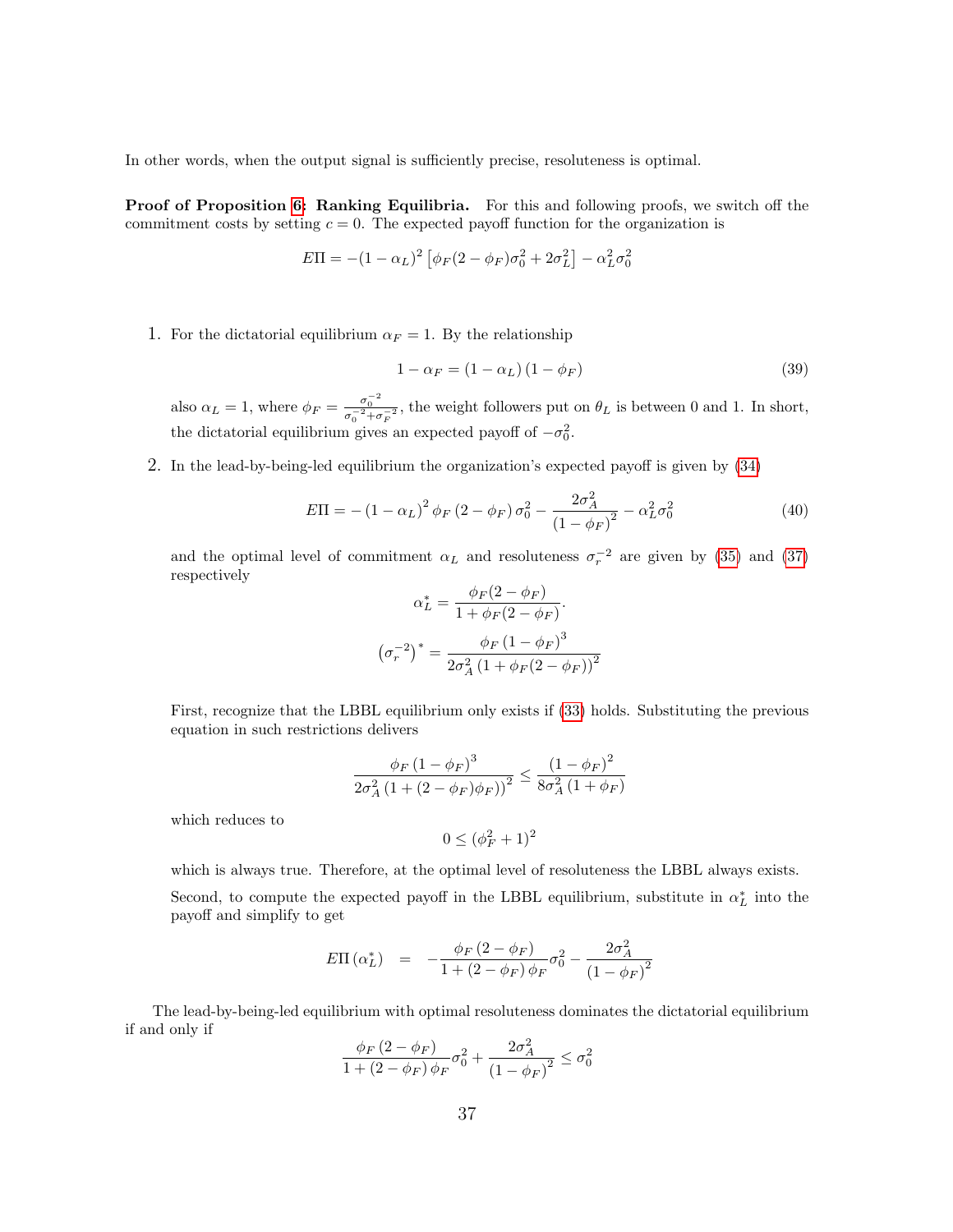In other words, when the output signal is sufficiently precise, resoluteness is optimal.

**Proof of Proposition 6: Ranking Equilibria.** For this and following proofs, we switch off the commitment costs by setting $c = 0$. The expected payoff function for the organization is

$$E\Pi = -(1-\alpha_L)^2\left[\phi_F(2-\phi_F)\sigma_0^2 + 2\sigma_L^2\right] - \alpha_L^2\sigma_0^2$$

1. For the dictatorial equilibrium $\alpha_F = 1$. By the relationship

$$1 - \alpha_F = (1-\alpha_L)(1-\phi_F) \tag{39}$$

also $\alpha_L = 1$, where $\phi_F = \frac{\sigma_0^{-2}}{\sigma_0^{-2}+\sigma_F^{-2}}$, the weight followers put on $\theta_L$ is between 0 and 1. In short, the dictatorial equilibrium gives an expected payoff of $-\sigma_0^2$.

2. In the lead-by-being-led equilibrium the organization's expected payoff is given by (34)

$$E\Pi = -(1-\alpha_L)^2\phi_F(2-\phi_F)\sigma_0^2 - \frac{2\sigma_A^2}{(1-\phi_F)^2} - \alpha_L^2\sigma_0^2 \tag{40}$$

and the optimal level of commitment $\alpha_L$ and resoluteness $\sigma_r^{-2}$ are given by (35) and (37) respectively

$$\alpha_L^* = \frac{\phi_F(2-\phi_F)}{1+\phi_F(2-\phi_F)}.$$

$$\left(\sigma_r^{-2}\right)^* = \frac{\phi_F(1-\phi_F)^3}{2\sigma_A^2(1+\phi_F(2-\phi_F))^2}$$

First, recognize that the LBBL equilibrium only exists if (33) holds. Substituting the previous equation in such restrictions delivers

$$\frac{\phi_F(1-\phi_F)^3}{2\sigma_A^2(1+(2-\phi_F)\phi_F))^2} \leq \frac{(1-\phi_F)^2}{8\sigma_A^2(1+\phi_F)}$$

which reduces to

$$0 \leq (\phi_F^2+1)^2$$

which is always true. Therefore, at the optimal level of resoluteness the LBBL always exists.

Second, to compute the expected payoff in the LBBL equilibrium, substitute in $\alpha_L^*$ into the payoff and simplify to get

$$E\Pi(\alpha_L^*) \;\; = \;\; -\frac{\phi_F(2-\phi_F)}{1+(2-\phi_F)\phi_F}\sigma_0^2 - \frac{2\sigma_A^2}{(1-\phi_F)^2}$$

The lead-by-being-led equilibrium with optimal resoluteness dominates the dictatorial equilibrium if and only if

$$\frac{\phi_F(2-\phi_F)}{1+(2-\phi_F)\phi_F}\sigma_0^2 + \frac{2\sigma_A^2}{(1-\phi_F)^2} \leq \sigma_0^2$$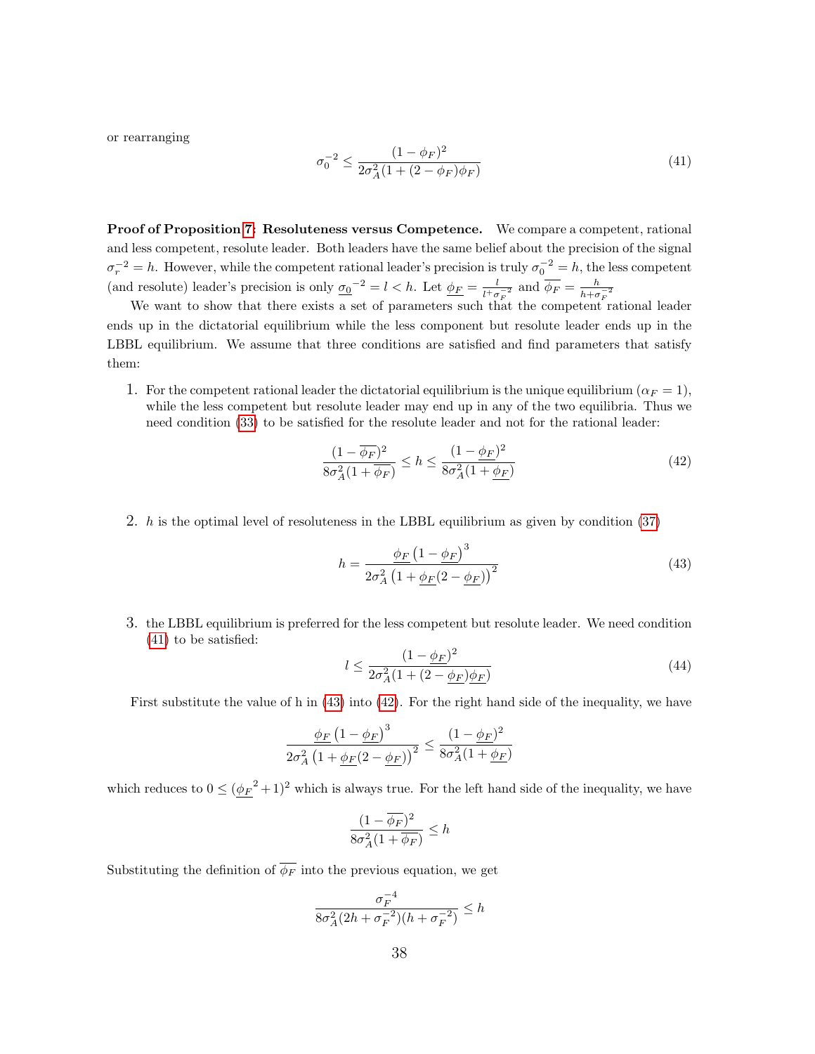or rearranging

$$
\sigma_0^{-2} \leq \frac{(1-\phi_F)^2}{2\sigma_A^2(1+(2-\phi_F)\phi_F)} \tag{41}
$$

**Proof of Proposition 7: Resoluteness versus Competence.** We compare a competent, rational and less competent, resolute leader. Both leaders have the same belief about the precision of the signal $\sigma_r^{-2} = h$. However, while the competent rational leader's precision is truly $\sigma_0^{-2} = h$, the less competent (and resolute) leader's precision is only $\underline{\sigma_0}^{-2} = l < h$. Let $\underline{\phi_F} = \frac{l}{l+\sigma_F^{-2}}$ and $\overline{\phi_F} = \frac{h}{h+\sigma_F^{-2}}$

We want to show that there exists a set of parameters such that the competent rational leader ends up in the dictatorial equilibrium while the less component but resolute leader ends up in the LBBL equilibrium. We assume that three conditions are satisfied and find parameters that satisfy them:

1. For the competent rational leader the dictatorial equilibrium is the unique equilibrium ($\alpha_F = 1$), while the less competent but resolute leader may end up in any of the two equilibria. Thus we need condition (33) to be satisfied for the resolute leader and not for the rational leader:

$$
\frac{(1-\overline{\phi_F})^2}{8\sigma_A^2(1+\overline{\phi_F})} \leq h \leq \frac{(1-\underline{\phi_F})^2}{8\sigma_A^2(1+\underline{\phi_F})} \tag{42}
$$

2. $h$ is the optimal level of resoluteness in the LBBL equilibrium as given by condition (37)

$$
h = \frac{\underline{\phi_F}\left(1-\underline{\phi_F}\right)^3}{2\sigma_A^2\left(1+\underline{\phi_F}(2-\underline{\phi_F})\right)^2} \tag{43}
$$

3. the LBBL equilibrium is preferred for the less competent but resolute leader. We need condition (41) to be satisfied:

$$
l \leq \frac{(1-\underline{\phi_F})^2}{2\sigma_A^2(1+(2-\underline{\phi_F})\underline{\phi_F})} \tag{44}
$$

First substitute the value of h in (43) into (42). For the right hand side of the inequality, we have

$$
\frac{\underline{\phi_F}\left(1-\underline{\phi_F}\right)^3}{2\sigma_A^2\left(1+\underline{\phi_F}(2-\underline{\phi_F})\right)^2} \leq \frac{(1-\underline{\phi_F})^2}{8\sigma_A^2(1+\underline{\phi_F})}
$$

which reduces to $0 \leq (\underline{\phi_F}^2+1)^2$ which is always true. For the left hand side of the inequality, we have

$$
\frac{(1-\overline{\phi_F})^2}{8\sigma_A^2(1+\overline{\phi_F})} \leq h
$$

Substituting the definition of $\overline{\phi_F}$ into the previous equation, we get

$$
\frac{\sigma_F^{-4}}{8\sigma_A^2(2h+\sigma_F^{-2})(h+\sigma_F^{-2})} \leq h
$$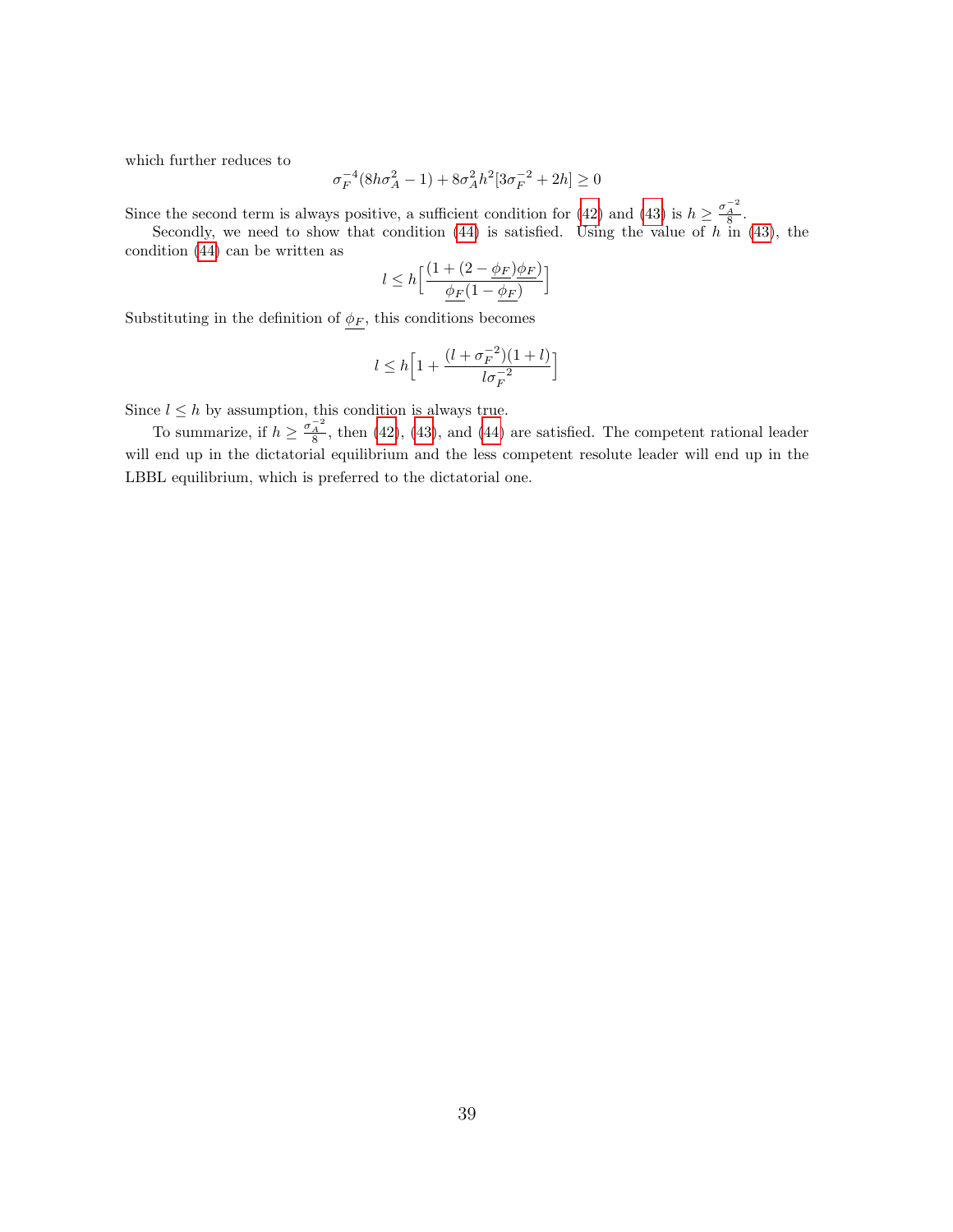which further reduces to

$$\sigma_F^{-4}(8h\sigma_A^2 - 1) + 8\sigma_A^2 h^2[3\sigma_F^{-2} + 2h] \geq 0$$

Since the second term is always positive, a sufficient condition for (42) and (43) is $h \geq \frac{\sigma_A^{-2}}{8}$.

Secondly, we need to show that condition (44) is satisfied. Using the value of $h$ in (43), the condition (44) can be written as

$$l \leq h\Big[\frac{(1 + (2 - \underline{\phi_F})\underline{\phi_F})}{\underline{\phi_F}(1 - \underline{\phi_F})}\Big]$$

Substituting in the definition of $\underline{\phi_F}$, this conditions becomes

$$l \leq h\Big[1 + \frac{(l + \sigma_F^{-2})(1 + l)}{l\sigma_F^{-2}}\Big]$$

Since $l \leq h$ by assumption, this condition is always true.

To summarize, if $h \geq \frac{\sigma_A^{-2}}{8}$, then (42), (43), and (44) are satisfied. The competent rational leader will end up in the dictatorial equilibrium and the less competent resolute leader will end up in the LBBL equilibrium, which is preferred to the dictatorial one.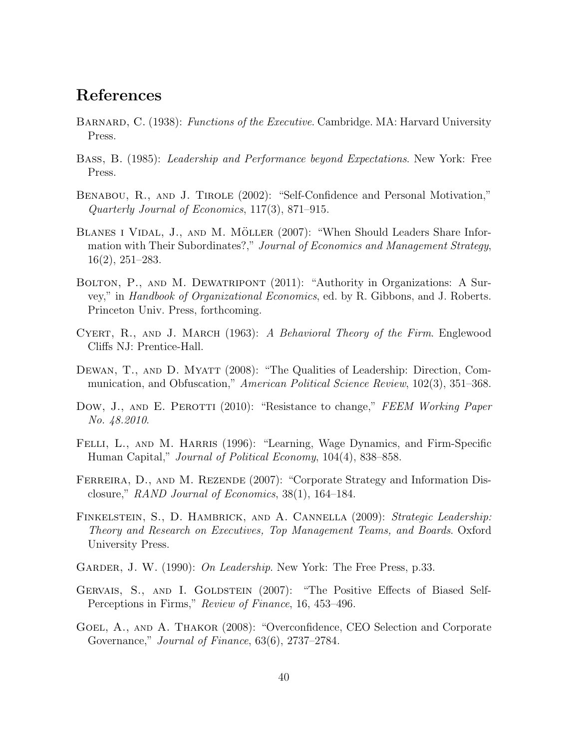# References

Barnard, C. (1938): *Functions of the Executive*. Cambridge. MA: Harvard University Press.

Bass, B. (1985): *Leadership and Performance beyond Expectations*. New York: Free Press.

Benabou, R., and J. Tirole (2002): "Self-Confidence and Personal Motivation," *Quarterly Journal of Economics*, 117(3), 871–915.

Blanes i Vidal, J., and M. Möller (2007): "When Should Leaders Share Information with Their Subordinates?," *Journal of Economics and Management Strategy*, 16(2), 251–283.

Bolton, P., and M. Dewatripont (2011): "Authority in Organizations: A Survey," in *Handbook of Organizational Economics*, ed. by R. Gibbons, and J. Roberts. Princeton Univ. Press, forthcoming.

Cyert, R., and J. March (1963): *A Behavioral Theory of the Firm*. Englewood Cliffs NJ: Prentice-Hall.

Dewan, T., and D. Myatt (2008): "The Qualities of Leadership: Direction, Communication, and Obfuscation," *American Political Science Review*, 102(3), 351–368.

Dow, J., and E. Perotti (2010): "Resistance to change," *FEEM Working Paper No. 48.2010*.

Felli, L., and M. Harris (1996): "Learning, Wage Dynamics, and Firm-Specific Human Capital," *Journal of Political Economy*, 104(4), 838–858.

Ferreira, D., and M. Rezende (2007): "Corporate Strategy and Information Disclosure," *RAND Journal of Economics*, 38(1), 164–184.

Finkelstein, S., D. Hambrick, and A. Cannella (2009): *Strategic Leadership: Theory and Research on Executives, Top Management Teams, and Boards*. Oxford University Press.

Garder, J. W. (1990): *On Leadership*. New York: The Free Press, p.33.

Gervais, S., and I. Goldstein (2007): "The Positive Effects of Biased Self-Perceptions in Firms," *Review of Finance*, 16, 453–496.

Goel, A., and A. Thakor (2008): "Overconfidence, CEO Selection and Corporate Governance," *Journal of Finance*, 63(6), 2737–2784.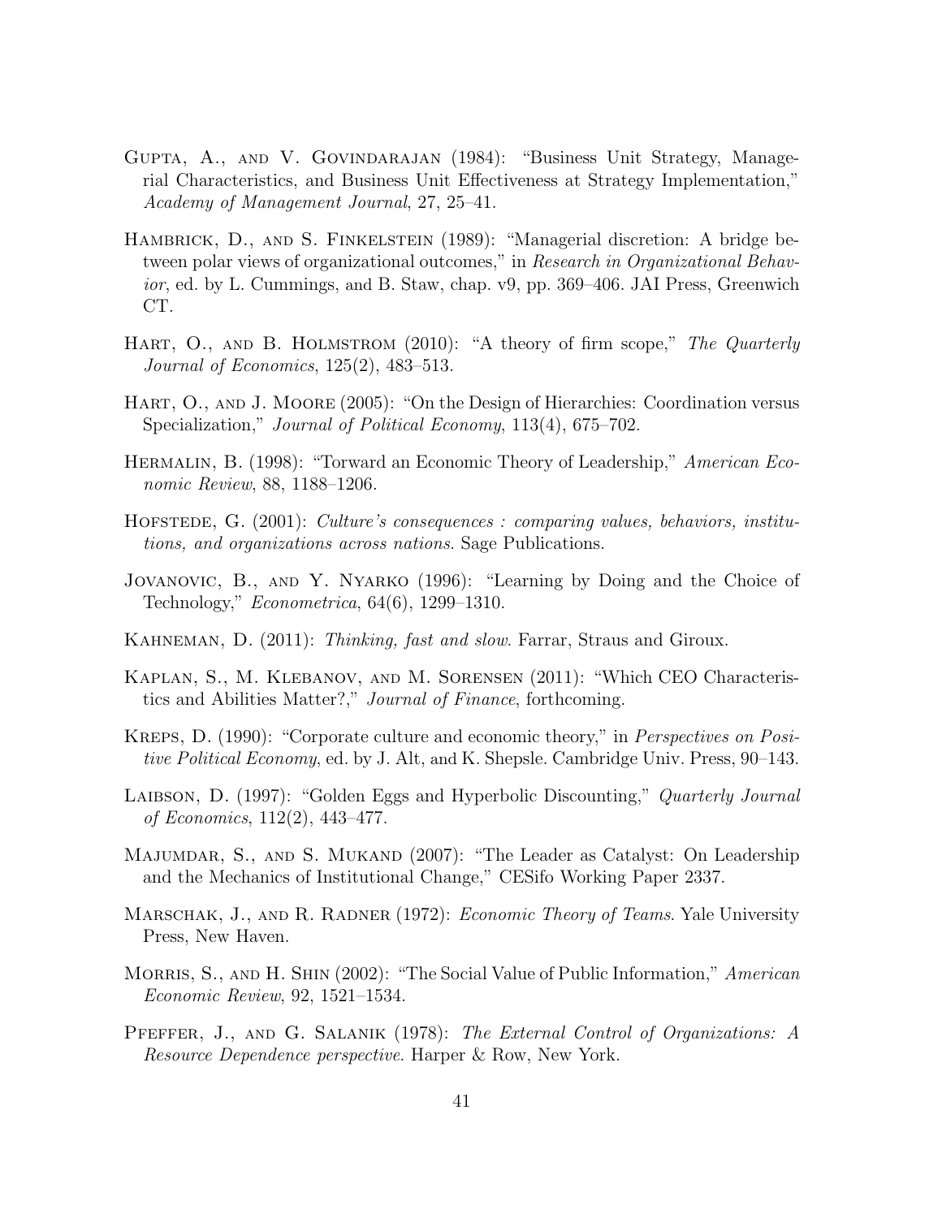Gupta, A., and V. Govindarajan (1984): "Business Unit Strategy, Managerial Characteristics, and Business Unit Effectiveness at Strategy Implementation," *Academy of Management Journal*, 27, 25–41.

Hambrick, D., and S. Finkelstein (1989): "Managerial discretion: A bridge between polar views of organizational outcomes," in *Research in Organizational Behavior*, ed. by L. Cummings, and B. Staw, chap. v9, pp. 369–406. JAI Press, Greenwich CT.

Hart, O., and B. Holmstrom (2010): "A theory of firm scope," *The Quarterly Journal of Economics*, 125(2), 483–513.

Hart, O., and J. Moore (2005): "On the Design of Hierarchies: Coordination versus Specialization," *Journal of Political Economy*, 113(4), 675–702.

Hermalin, B. (1998): "Torward an Economic Theory of Leadership," *American Economic Review*, 88, 1188–1206.

Hofstede, G. (2001): *Culture's consequences : comparing values, behaviors, institutions, and organizations across nations*. Sage Publications.

Jovanovic, B., and Y. Nyarko (1996): "Learning by Doing and the Choice of Technology," *Econometrica*, 64(6), 1299–1310.

Kahneman, D. (2011): *Thinking, fast and slow*. Farrar, Straus and Giroux.

Kaplan, S., M. Klebanov, and M. Sorensen (2011): "Which CEO Characteristics and Abilities Matter?," *Journal of Finance*, forthcoming.

Kreps, D. (1990): "Corporate culture and economic theory," in *Perspectives on Positive Political Economy*, ed. by J. Alt, and K. Shepsle. Cambridge Univ. Press, 90–143.

Laibson, D. (1997): "Golden Eggs and Hyperbolic Discounting," *Quarterly Journal of Economics*, 112(2), 443–477.

Majumdar, S., and S. Mukand (2007): "The Leader as Catalyst: On Leadership and the Mechanics of Institutional Change," CESifo Working Paper 2337.

Marschak, J., and R. Radner (1972): *Economic Theory of Teams*. Yale University Press, New Haven.

Morris, S., and H. Shin (2002): "The Social Value of Public Information," *American Economic Review*, 92, 1521–1534.

Pfeffer, J., and G. Salanik (1978): *The External Control of Organizations: A Resource Dependence perspective*. Harper & Row, New York.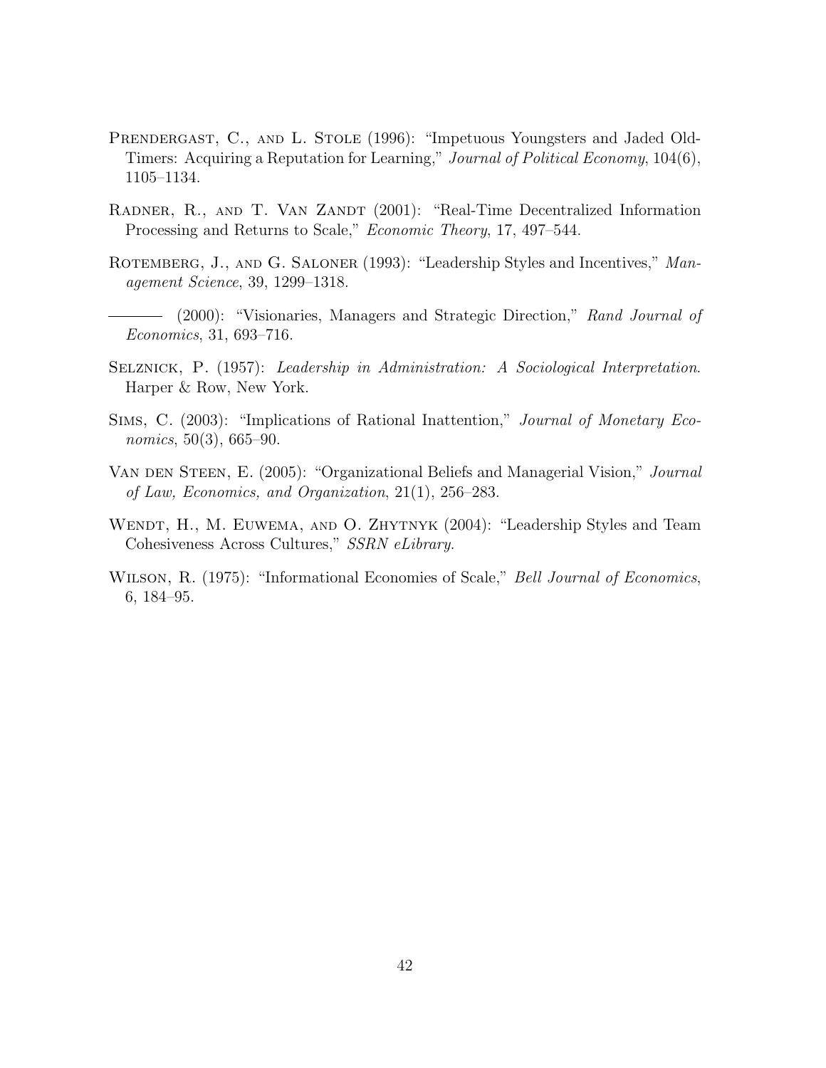Prendergast, C., and L. Stole (1996): "Impetuous Youngsters and Jaded Old-Timers: Acquiring a Reputation for Learning," *Journal of Political Economy*, 104(6), 1105–1134.

Radner, R., and T. Van Zandt (2001): "Real-Time Decentralized Information Processing and Returns to Scale," *Economic Theory*, 17, 497–544.

Rotemberg, J., and G. Saloner (1993): "Leadership Styles and Incentives," *Management Science*, 39, 1299–1318.

——— (2000): "Visionaries, Managers and Strategic Direction," *Rand Journal of Economics*, 31, 693–716.

Selznick, P. (1957): *Leadership in Administration: A Sociological Interpretation*. Harper & Row, New York.

Sims, C. (2003): "Implications of Rational Inattention," *Journal of Monetary Economics*, 50(3), 665–90.

Van den Steen, E. (2005): "Organizational Beliefs and Managerial Vision," *Journal of Law, Economics, and Organization*, 21(1), 256–283.

Wendt, H., M. Euwema, and O. Zhytnyk (2004): "Leadership Styles and Team Cohesiveness Across Cultures," *SSRN eLibrary*.

Wilson, R. (1975): "Informational Economies of Scale," *Bell Journal of Economics*, 6, 184–95.